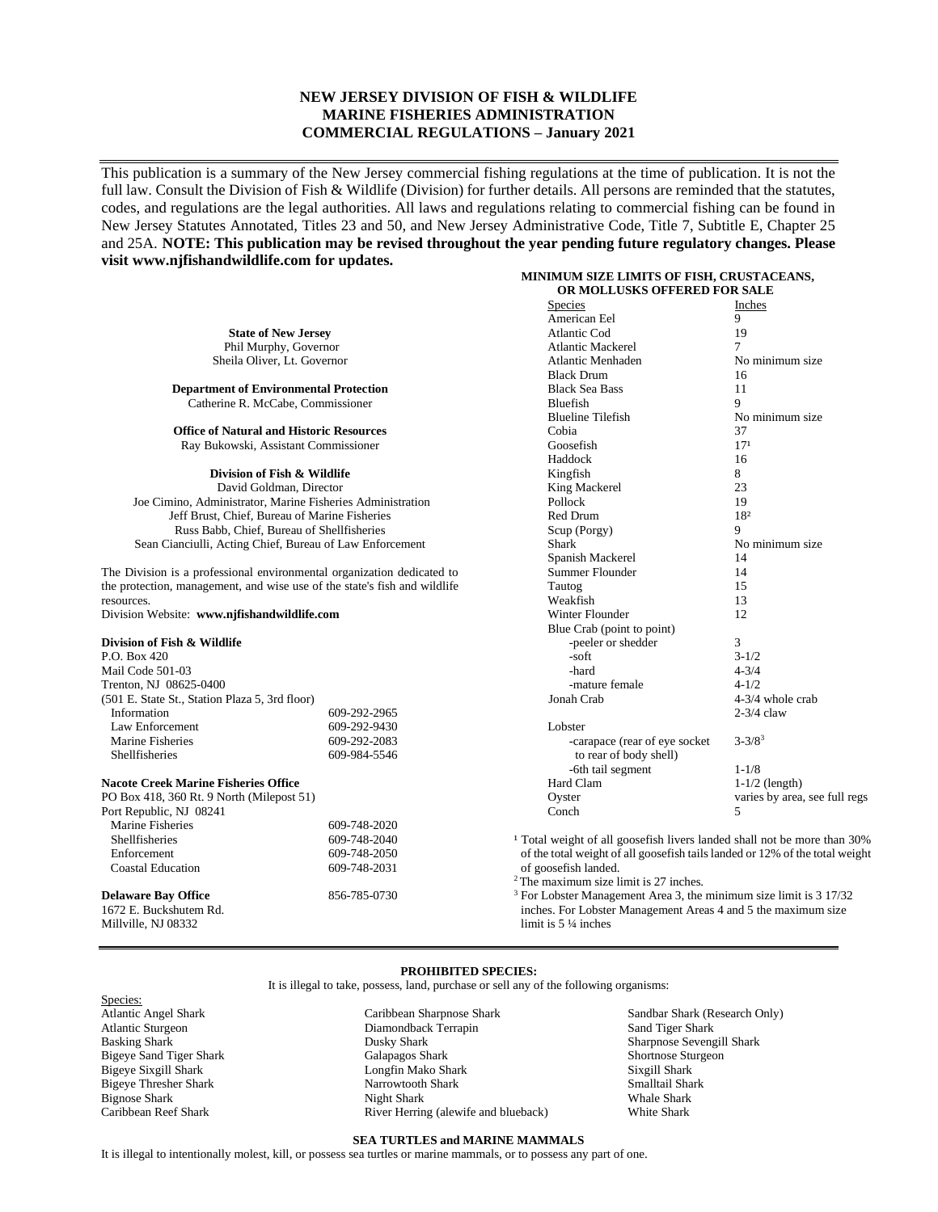# NEW JERSEY DIVISION OF FISH & WILDLIFE
# MARINE FISHERIES ADMINISTRATION
# COMMERCIAL REGULATIONS – January 2021

This publication is a summary of the New Jersey commercial fishing regulations at the time of publication. It is not the full law. Consult the Division of Fish & Wildlife (Division) for further details. All persons are reminded that the statutes, codes, and regulations are the legal authorities. All laws and regulations relating to commercial fishing can be found in New Jersey Statutes Annotated, Titles 23 and 50, and New Jersey Administrative Code, Title 7, Subtitle E, Chapter 25 and 25A. **NOTE: This publication may be revised throughout the year pending future regulatory changes. Please visit www.njfishandwildlife.com for updates.**

**State of New Jersey**
Phil Murphy, Governor
Sheila Oliver, Lt. Governor

**Department of Environmental Protection**
Catherine R. McCabe, Commissioner

**Office of Natural and Historic Resources**
Ray Bukowski, Assistant Commissioner

**Division of Fish & Wildlife**
David Goldman, Director
Joe Cimino, Administrator, Marine Fisheries Administration
Jeff Brust, Chief, Bureau of Marine Fisheries
Russ Babb, Chief, Bureau of Shellfisheries
Sean Cianciulli, Acting Chief, Bureau of Law Enforcement

The Division is a professional environmental organization dedicated to the protection, management, and wise use of the state's fish and wildlife resources.
Division Website: **www.njfishandwildlife.com**

**Division of Fish & Wildlife**
P.O. Box 420
Mail Code 501-03
Trenton, NJ 08625-0400
(501 E. State St., Station Plaza 5, 3rd floor)

| | |
|---|---|
| Information | 609-292-2965 |
| Law Enforcement | 609-292-9430 |
| Marine Fisheries | 609-292-2083 |
| Shellfisheries | 609-984-5546 |

**Nacote Creek Marine Fisheries Office**
PO Box 418, 360 Rt. 9 North (Milepost 51)
Port Republic, NJ 08241

| | |
|---|---|
| Marine Fisheries | 609-748-2020 |
| Shellfisheries | 609-748-2040 |
| Enforcement | 609-748-2050 |
| Coastal Education | 609-748-2031 |

**Delaware Bay Office** 856-785-0730
1672 E. Buckshutem Rd.
Millville, NJ 08332

**MINIMUM SIZE LIMITS OF FISH, CRUSTACEANS, OR MOLLUSKS OFFERED FOR SALE**

| Species | Inches |
|---|---|
| American Eel | 9 |
| Atlantic Cod | 19 |
| Atlantic Mackerel | 7 |
| Atlantic Menhaden | No minimum size |
| Black Drum | 16 |
| Black Sea Bass | 11 |
| Bluefish | 9 |
| Blueline Tilefish | No minimum size |
| Cobia | 37 |
| Goosefish | 17[1] |
| Haddock | 16 |
| Kingfish | 8 |
| King Mackerel | 23 |
| Pollock | 19 |
| Red Drum | 18[2] |
| Scup (Porgy) | 9 |
| Shark | No minimum size |
| Spanish Mackerel | 14 |
| Summer Flounder | 14 |
| Tautog | 15 |
| Weakfish | 13 |
| Winter Flounder | 12 |
| Blue Crab (point to point) | |
| -peeler or shedder | 3 |
| -soft | 3-1/2 |
| -hard | 4-3/4 |
| -mature female | 4-1/2 |
| Jonah Crab | 4-3/4 whole crab<br>2-3/4 claw |
| Lobster | |
| -carapace (rear of eye socket to rear of body shell) | 3-3/8[3] |
| -6th tail segment | 1-1/8 |
| Hard Clam | 1-1/2 (length) |
| Oyster | varies by area, see full regs |
| Conch | 5 |

[1] Total weight of all goosefish livers landed shall not be more than 30% of the total weight of all goosefish tails landed or 12% of the total weight of goosefish landed.
[2] The maximum size limit is 27 inches.
[3] For Lobster Management Area 3, the minimum size limit is 3 17/32 inches. For Lobster Management Areas 4 and 5 the maximum size limit is 5 ¼ inches

**PROHIBITED SPECIES:**

It is illegal to take, possess, land, purchase or sell any of the following organisms:

Species:

| | | |
|---|---|---|
| Atlantic Angel Shark | Caribbean Sharpnose Shark | Sandbar Shark (Research Only) |
| Atlantic Sturgeon | Diamondback Terrapin | Sand Tiger Shark |
| Basking Shark | Dusky Shark | Sharpnose Sevengill Shark |
| Bigeye Sand Tiger Shark | Galapagos Shark | Shortnose Sturgeon |
| Bigeye Sixgill Shark | Longfin Mako Shark | Sixgill Shark |
| Bigeye Thresher Shark | Narrowtooth Shark | Smalltail Shark |
| Bignose Shark | Night Shark | Whale Shark |
| Caribbean Reef Shark | River Herring (alewife and blueback) | White Shark |

**SEA TURTLES and MARINE MAMMALS**

It is illegal to intentionally molest, kill, or possess sea turtles or marine mammals, or to possess any part of one.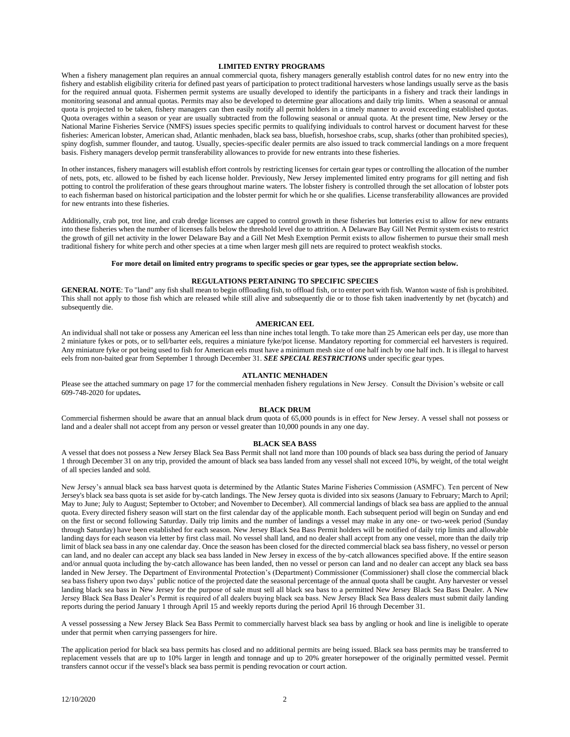## LIMITED ENTRY PROGRAMS

When a fishery management plan requires an annual commercial quota, fishery managers generally establish control dates for no new entry into the fishery and establish eligibility criteria for defined past years of participation to protect traditional harvesters whose landings usually serve as the basis for the required annual quota. Fishermen permit systems are usually developed to identify the participants in a fishery and track their landings in monitoring seasonal and annual quotas. Permits may also be developed to determine gear allocations and daily trip limits. When a seasonal or annual quota is projected to be taken, fishery managers can then easily notify all permit holders in a timely manner to avoid exceeding established quotas. Quota overages within a season or year are usually subtracted from the following seasonal or annual quota. At the present time, New Jersey or the National Marine Fisheries Service (NMFS) issues species specific permits to qualifying individuals to control harvest or document harvest for these fisheries: American lobster, American shad, Atlantic menhaden, black sea bass, bluefish, horseshoe crabs, scup, sharks (other than prohibited species), spiny dogfish, summer flounder, and tautog. Usually, species-specific dealer permits are also issued to track commercial landings on a more frequent basis. Fishery managers develop permit transferability allowances to provide for new entrants into these fisheries.

In other instances, fishery managers will establish effort controls by restricting licenses for certain gear types or controlling the allocation of the number of nets, pots, etc. allowed to be fished by each license holder. Previously, New Jersey implemented limited entry programs for gill netting and fish potting to control the proliferation of these gears throughout marine waters. The lobster fishery is controlled through the set allocation of lobster pots to each fisherman based on historical participation and the lobster permit for which he or she qualifies. License transferability allowances are provided for new entrants into these fisheries.

Additionally, crab pot, trot line, and crab dredge licenses are capped to control growth in these fisheries but lotteries exist to allow for new entrants into these fisheries when the number of licenses falls below the threshold level due to attrition. A Delaware Bay Gill Net Permit system exists to restrict the growth of gill net activity in the lower Delaware Bay and a Gill Net Mesh Exemption Permit exists to allow fishermen to pursue their small mesh traditional fishery for white perch and other species at a time when larger mesh gill nets are required to protect weakfish stocks.

**For more detail on limited entry programs to specific species or gear types, see the appropriate section below.**

## REGULATIONS PERTAINING TO SPECIFIC SPECIES

**GENERAL NOTE**: To "land" any fish shall mean to begin offloading fish, to offload fish, or to enter port with fish. Wanton waste of fish is prohibited. This shall not apply to those fish which are released while still alive and subsequently die or to those fish taken inadvertently by net (bycatch) and subsequently die.

### AMERICAN EEL

An individual shall not take or possess any American eel less than nine inches total length. To take more than 25 American eels per day, use more than 2 miniature fykes or pots, or to sell/barter eels, requires a miniature fyke/pot license. Mandatory reporting for commercial eel harvesters is required. Any miniature fyke or pot being used to fish for American eels must have a minimum mesh size of one half inch by one half inch. It is illegal to harvest eels from non-baited gear from September 1 through December 31. ***SEE SPECIAL RESTRICTIONS*** under specific gear types.

### ATLANTIC MENHADEN

Please see the attached summary on page 17 for the commercial menhaden fishery regulations in New Jersey. Consult the Division's website or call 609-748-2020 for updates**.**

### BLACK DRUM

Commercial fishermen should be aware that an annual black drum quota of 65,000 pounds is in effect for New Jersey. A vessel shall not possess or land and a dealer shall not accept from any person or vessel greater than 10,000 pounds in any one day.

### BLACK SEA BASS

A vessel that does not possess a New Jersey Black Sea Bass Permit shall not land more than 100 pounds of black sea bass during the period of January 1 through December 31 on any trip, provided the amount of black sea bass landed from any vessel shall not exceed 10%, by weight, of the total weight of all species landed and sold.

New Jersey's annual black sea bass harvest quota is determined by the Atlantic States Marine Fisheries Commission (ASMFC). Ten percent of New Jersey's black sea bass quota is set aside for by-catch landings. The New Jersey quota is divided into six seasons (January to February; March to April; May to June; July to August; September to October; and November to December). All commercial landings of black sea bass are applied to the annual quota. Every directed fishery season will start on the first calendar day of the applicable month. Each subsequent period will begin on Sunday and end on the first or second following Saturday. Daily trip limits and the number of landings a vessel may make in any one- or two-week period (Sunday through Saturday) have been established for each season. New Jersey Black Sea Bass Permit holders will be notified of daily trip limits and allowable landing days for each season via letter by first class mail. No vessel shall land, and no dealer shall accept from any one vessel, more than the daily trip limit of black sea bass in any one calendar day. Once the season has been closed for the directed commercial black sea bass fishery, no vessel or person can land, and no dealer can accept any black sea bass landed in New Jersey in excess of the by-catch allowances specified above. If the entire season and/or annual quota including the by-catch allowance has been landed, then no vessel or person can land and no dealer can accept any black sea bass landed in New Jersey. The Department of Environmental Protection's (Department) Commissioner (Commissioner) shall close the commercial black sea bass fishery upon two days' public notice of the projected date the seasonal percentage of the annual quota shall be caught. Any harvester or vessel landing black sea bass in New Jersey for the purpose of sale must sell all black sea bass to a permitted New Jersey Black Sea Bass Dealer. A New Jersey Black Sea Bass Dealer's Permit is required of all dealers buying black sea bass. New Jersey Black Sea Bass dealers must submit daily landing reports during the period January 1 through April 15 and weekly reports during the period April 16 through December 31.

A vessel possessing a New Jersey Black Sea Bass Permit to commercially harvest black sea bass by angling or hook and line is ineligible to operate under that permit when carrying passengers for hire.

The application period for black sea bass permits has closed and no additional permits are being issued. Black sea bass permits may be transferred to replacement vessels that are up to 10% larger in length and tonnage and up to 20% greater horsepower of the originally permitted vessel. Permit transfers cannot occur if the vessel's black sea bass permit is pending revocation or court action.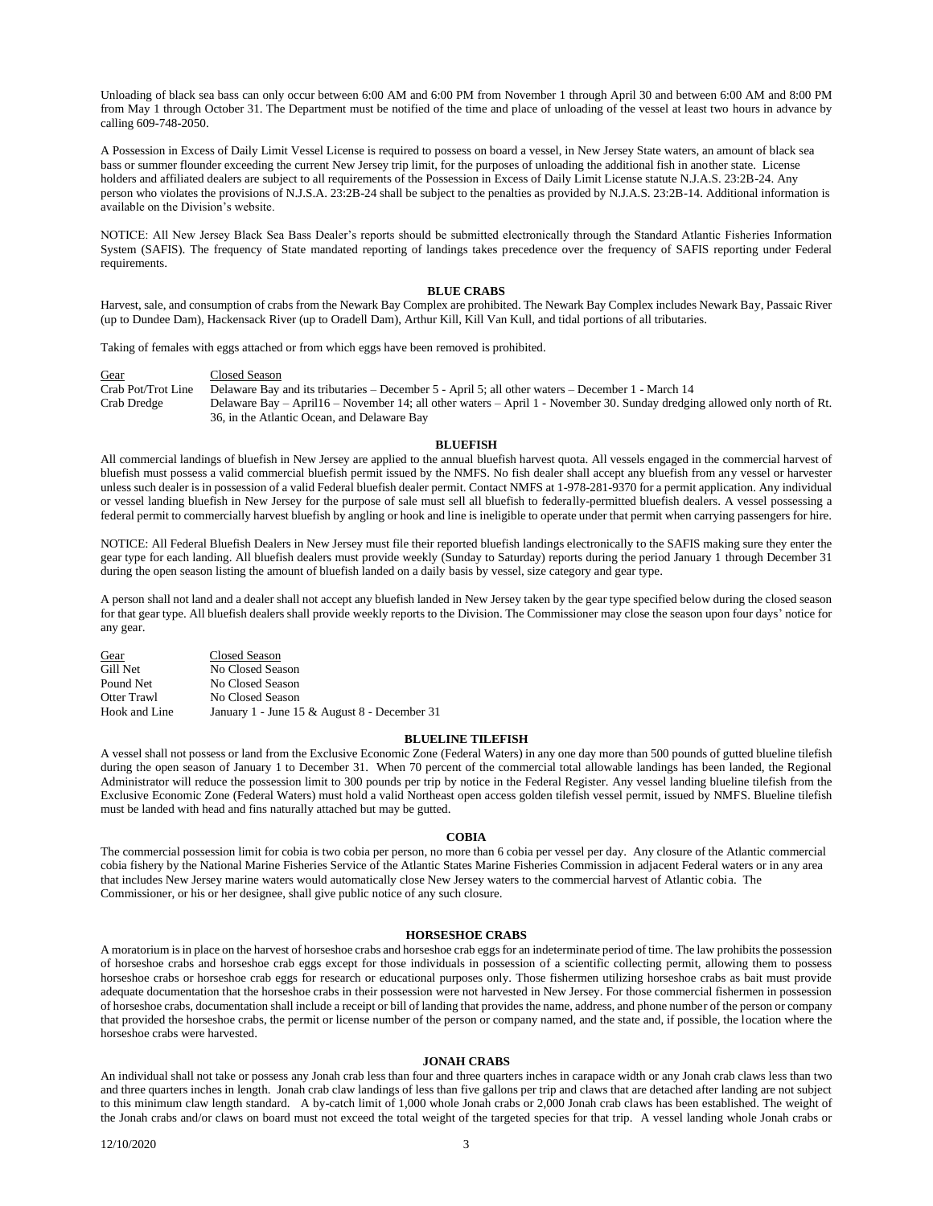Unloading of black sea bass can only occur between 6:00 AM and 6:00 PM from November 1 through April 30 and between 6:00 AM and 8:00 PM from May 1 through October 31. The Department must be notified of the time and place of unloading of the vessel at least two hours in advance by calling 609-748-2050.

A Possession in Excess of Daily Limit Vessel License is required to possess on board a vessel, in New Jersey State waters, an amount of black sea bass or summer flounder exceeding the current New Jersey trip limit, for the purposes of unloading the additional fish in another state. License holders and affiliated dealers are subject to all requirements of the Possession in Excess of Daily Limit License statute N.J.A.S. 23:2B-24. Any person who violates the provisions of N.J.S.A. 23:2B-24 shall be subject to the penalties as provided by N.J.A.S. 23:2B-14. Additional information is available on the Division's website.

NOTICE: All New Jersey Black Sea Bass Dealer's reports should be submitted electronically through the Standard Atlantic Fisheries Information System (SAFIS). The frequency of State mandated reporting of landings takes precedence over the frequency of SAFIS reporting under Federal requirements.

## BLUE CRABS

Harvest, sale, and consumption of crabs from the Newark Bay Complex are prohibited. The Newark Bay Complex includes Newark Bay, Passaic River (up to Dundee Dam), Hackensack River (up to Oradell Dam), Arthur Kill, Kill Van Kull, and tidal portions of all tributaries.

Taking of females with eggs attached or from which eggs have been removed is prohibited.

| Gear | Closed Season |
|---|---|
| Crab Pot/Trot Line | Delaware Bay and its tributaries – December 5 - April 5; all other waters – December 1 - March 14 |
| Crab Dredge | Delaware Bay – April16 – November 14; all other waters – April 1 - November 30. Sunday dredging allowed only north of Rt. 36, in the Atlantic Ocean, and Delaware Bay |

## BLUEFISH

All commercial landings of bluefish in New Jersey are applied to the annual bluefish harvest quota. All vessels engaged in the commercial harvest of bluefish must possess a valid commercial bluefish permit issued by the NMFS. No fish dealer shall accept any bluefish from any vessel or harvester unless such dealer is in possession of a valid Federal bluefish dealer permit. Contact NMFS at 1-978-281-9370 for a permit application. Any individual or vessel landing bluefish in New Jersey for the purpose of sale must sell all bluefish to federally-permitted bluefish dealers. A vessel possessing a federal permit to commercially harvest bluefish by angling or hook and line is ineligible to operate under that permit when carrying passengers for hire.

NOTICE: All Federal Bluefish Dealers in New Jersey must file their reported bluefish landings electronically to the SAFIS making sure they enter the gear type for each landing. All bluefish dealers must provide weekly (Sunday to Saturday) reports during the period January 1 through December 31 during the open season listing the amount of bluefish landed on a daily basis by vessel, size category and gear type.

A person shall not land and a dealer shall not accept any bluefish landed in New Jersey taken by the gear type specified below during the closed season for that gear type. All bluefish dealers shall provide weekly reports to the Division. The Commissioner may close the season upon four days' notice for any gear.

| Gear | Closed Season |
|---|---|
| Gill Net | No Closed Season |
| Pound Net | No Closed Season |
| Otter Trawl | No Closed Season |
| Hook and Line | January 1 - June 15 & August 8 - December 31 |

## BLUELINE TILEFISH

A vessel shall not possess or land from the Exclusive Economic Zone (Federal Waters) in any one day more than 500 pounds of gutted blueline tilefish during the open season of January 1 to December 31. When 70 percent of the commercial total allowable landings has been landed, the Regional Administrator will reduce the possession limit to 300 pounds per trip by notice in the Federal Register. Any vessel landing blueline tilefish from the Exclusive Economic Zone (Federal Waters) must hold a valid Northeast open access golden tilefish vessel permit, issued by NMFS. Blueline tilefish must be landed with head and fins naturally attached but may be gutted.

## COBIA

The commercial possession limit for cobia is two cobia per person, no more than 6 cobia per vessel per day. Any closure of the Atlantic commercial cobia fishery by the National Marine Fisheries Service of the Atlantic States Marine Fisheries Commission in adjacent Federal waters or in any area that includes New Jersey marine waters would automatically close New Jersey waters to the commercial harvest of Atlantic cobia. The Commissioner, or his or her designee, shall give public notice of any such closure.

## HORSESHOE CRABS

A moratorium is in place on the harvest of horseshoe crabs and horseshoe crab eggs for an indeterminate period of time. The law prohibits the possession of horseshoe crabs and horseshoe crab eggs except for those individuals in possession of a scientific collecting permit, allowing them to possess horseshoe crabs or horseshoe crab eggs for research or educational purposes only. Those fishermen utilizing horseshoe crabs as bait must provide adequate documentation that the horseshoe crabs in their possession were not harvested in New Jersey. For those commercial fishermen in possession of horseshoe crabs, documentation shall include a receipt or bill of landing that provides the name, address, and phone number of the person or company that provided the horseshoe crabs, the permit or license number of the person or company named, and the state and, if possible, the location where the horseshoe crabs were harvested.

## JONAH CRABS

An individual shall not take or possess any Jonah crab less than four and three quarters inches in carapace width or any Jonah crab claws less than two and three quarters inches in length. Jonah crab claw landings of less than five gallons per trip and claws that are detached after landing are not subject to this minimum claw length standard. A by-catch limit of 1,000 whole Jonah crabs or 2,000 Jonah crab claws has been established. The weight of the Jonah crabs and/or claws on board must not exceed the total weight of the targeted species for that trip. A vessel landing whole Jonah crabs or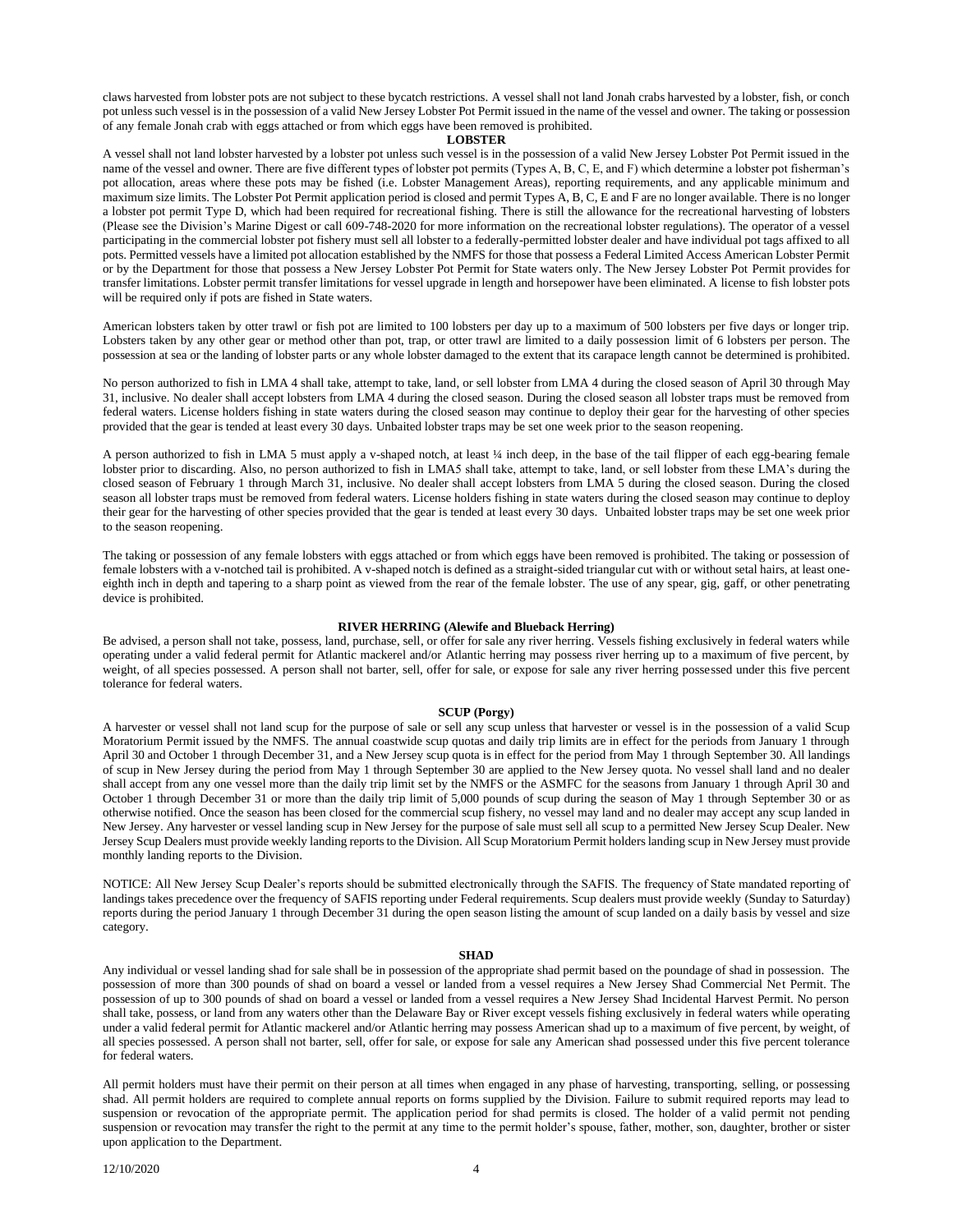claws harvested from lobster pots are not subject to these bycatch restrictions. A vessel shall not land Jonah crabs harvested by a lobster, fish, or conch pot unless such vessel is in the possession of a valid New Jersey Lobster Pot Permit issued in the name of the vessel and owner. The taking or possession of any female Jonah crab with eggs attached or from which eggs have been removed is prohibited.

## LOBSTER

A vessel shall not land lobster harvested by a lobster pot unless such vessel is in the possession of a valid New Jersey Lobster Pot Permit issued in the name of the vessel and owner. There are five different types of lobster pot permits (Types A, B, C, E, and F) which determine a lobster pot fisherman's pot allocation, areas where these pots may be fished (i.e. Lobster Management Areas), reporting requirements, and any applicable minimum and maximum size limits. The Lobster Pot Permit application period is closed and permit Types A, B, C, E and F are no longer available. There is no longer a lobster pot permit Type D, which had been required for recreational fishing. There is still the allowance for the recreational harvesting of lobsters (Please see the Division's Marine Digest or call 609-748-2020 for more information on the recreational lobster regulations). The operator of a vessel participating in the commercial lobster pot fishery must sell all lobster to a federally-permitted lobster dealer and have individual pot tags affixed to all pots. Permitted vessels have a limited pot allocation established by the NMFS for those that possess a Federal Limited Access American Lobster Permit or by the Department for those that possess a New Jersey Lobster Pot Permit for State waters only. The New Jersey Lobster Pot Permit provides for transfer limitations. Lobster permit transfer limitations for vessel upgrade in length and horsepower have been eliminated. A license to fish lobster pots will be required only if pots are fished in State waters.

American lobsters taken by otter trawl or fish pot are limited to 100 lobsters per day up to a maximum of 500 lobsters per five days or longer trip. Lobsters taken by any other gear or method other than pot, trap, or otter trawl are limited to a daily possession limit of 6 lobsters per person. The possession at sea or the landing of lobster parts or any whole lobster damaged to the extent that its carapace length cannot be determined is prohibited.

No person authorized to fish in LMA 4 shall take, attempt to take, land, or sell lobster from LMA 4 during the closed season of April 30 through May 31, inclusive. No dealer shall accept lobsters from LMA 4 during the closed season. During the closed season all lobster traps must be removed from federal waters. License holders fishing in state waters during the closed season may continue to deploy their gear for the harvesting of other species provided that the gear is tended at least every 30 days. Unbaited lobster traps may be set one week prior to the season reopening.

A person authorized to fish in LMA 5 must apply a v-shaped notch, at least ¼ inch deep, in the base of the tail flipper of each egg-bearing female lobster prior to discarding. Also, no person authorized to fish in LMA5 shall take, attempt to take, land, or sell lobster from these LMA's during the closed season of February 1 through March 31, inclusive. No dealer shall accept lobsters from LMA 5 during the closed season. During the closed season all lobster traps must be removed from federal waters. License holders fishing in state waters during the closed season may continue to deploy their gear for the harvesting of other species provided that the gear is tended at least every 30 days. Unbaited lobster traps may be set one week prior to the season reopening.

The taking or possession of any female lobsters with eggs attached or from which eggs have been removed is prohibited. The taking or possession of female lobsters with a v-notched tail is prohibited. A v-shaped notch is defined as a straight-sided triangular cut with or without setal hairs, at least one-eighth inch in depth and tapering to a sharp point as viewed from the rear of the female lobster. The use of any spear, gig, gaff, or other penetrating device is prohibited.

## RIVER HERRING (Alewife and Blueback Herring)

Be advised, a person shall not take, possess, land, purchase, sell, or offer for sale any river herring. Vessels fishing exclusively in federal waters while operating under a valid federal permit for Atlantic mackerel and/or Atlantic herring may possess river herring up to a maximum of five percent, by weight, of all species possessed. A person shall not barter, sell, offer for sale, or expose for sale any river herring possessed under this five percent tolerance for federal waters.

## SCUP (Porgy)

A harvester or vessel shall not land scup for the purpose of sale or sell any scup unless that harvester or vessel is in the possession of a valid Scup Moratorium Permit issued by the NMFS. The annual coastwide scup quotas and daily trip limits are in effect for the periods from January 1 through April 30 and October 1 through December 31, and a New Jersey scup quota is in effect for the period from May 1 through September 30. All landings of scup in New Jersey during the period from May 1 through September 30 are applied to the New Jersey quota. No vessel shall land and no dealer shall accept from any one vessel more than the daily trip limit set by the NMFS or the ASMFC for the seasons from January 1 through April 30 and October 1 through December 31 or more than the daily trip limit of 5,000 pounds of scup during the season of May 1 through September 30 or as otherwise notified. Once the season has been closed for the commercial scup fishery, no vessel may land and no dealer may accept any scup landed in New Jersey. Any harvester or vessel landing scup in New Jersey for the purpose of sale must sell all scup to a permitted New Jersey Scup Dealer. New Jersey Scup Dealers must provide weekly landing reports to the Division. All Scup Moratorium Permit holders landing scup in New Jersey must provide monthly landing reports to the Division.

NOTICE: All New Jersey Scup Dealer's reports should be submitted electronically through the SAFIS. The frequency of State mandated reporting of landings takes precedence over the frequency of SAFIS reporting under Federal requirements. Scup dealers must provide weekly (Sunday to Saturday) reports during the period January 1 through December 31 during the open season listing the amount of scup landed on a daily basis by vessel and size category.

## SHAD

Any individual or vessel landing shad for sale shall be in possession of the appropriate shad permit based on the poundage of shad in possession. The possession of more than 300 pounds of shad on board a vessel or landed from a vessel requires a New Jersey Shad Commercial Net Permit. The possession of up to 300 pounds of shad on board a vessel or landed from a vessel requires a New Jersey Shad Incidental Harvest Permit. No person shall take, possess, or land from any waters other than the Delaware Bay or River except vessels fishing exclusively in federal waters while operating under a valid federal permit for Atlantic mackerel and/or Atlantic herring may possess American shad up to a maximum of five percent, by weight, of all species possessed. A person shall not barter, sell, offer for sale, or expose for sale any American shad possessed under this five percent tolerance for federal waters.

All permit holders must have their permit on their person at all times when engaged in any phase of harvesting, transporting, selling, or possessing shad. All permit holders are required to complete annual reports on forms supplied by the Division. Failure to submit required reports may lead to suspension or revocation of the appropriate permit. The application period for shad permits is closed. The holder of a valid permit not pending suspension or revocation may transfer the right to the permit at any time to the permit holder's spouse, father, mother, son, daughter, brother or sister upon application to the Department.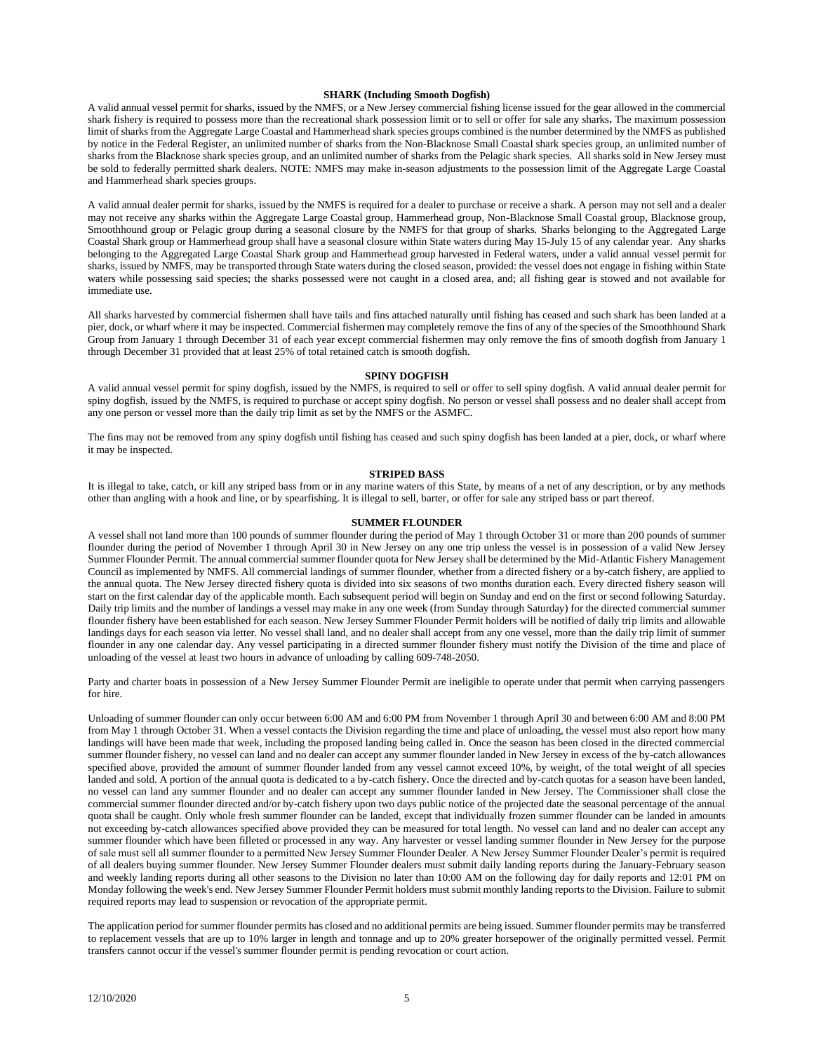## SHARK (Including Smooth Dogfish)

A valid annual vessel permit for sharks, issued by the NMFS, or a New Jersey commercial fishing license issued for the gear allowed in the commercial shark fishery is required to possess more than the recreational shark possession limit or to sell or offer for sale any sharks**.** The maximum possession limit of sharks from the Aggregate Large Coastal and Hammerhead shark species groups combined is the number determined by the NMFS as published by notice in the Federal Register, an unlimited number of sharks from the Non-Blacknose Small Coastal shark species group, an unlimited number of sharks from the Blacknose shark species group, and an unlimited number of sharks from the Pelagic shark species. All sharks sold in New Jersey must be sold to federally permitted shark dealers. NOTE: NMFS may make in-season adjustments to the possession limit of the Aggregate Large Coastal and Hammerhead shark species groups.

A valid annual dealer permit for sharks, issued by the NMFS is required for a dealer to purchase or receive a shark. A person may not sell and a dealer may not receive any sharks within the Aggregate Large Coastal group, Hammerhead group, Non-Blacknose Small Coastal group, Blacknose group, Smoothhound group or Pelagic group during a seasonal closure by the NMFS for that group of sharks. Sharks belonging to the Aggregated Large Coastal Shark group or Hammerhead group shall have a seasonal closure within State waters during May 15-July 15 of any calendar year. Any sharks belonging to the Aggregated Large Coastal Shark group and Hammerhead group harvested in Federal waters, under a valid annual vessel permit for sharks, issued by NMFS, may be transported through State waters during the closed season, provided: the vessel does not engage in fishing within State waters while possessing said species; the sharks possessed were not caught in a closed area, and; all fishing gear is stowed and not available for immediate use.

All sharks harvested by commercial fishermen shall have tails and fins attached naturally until fishing has ceased and such shark has been landed at a pier, dock, or wharf where it may be inspected. Commercial fishermen may completely remove the fins of any of the species of the Smoothhound Shark Group from January 1 through December 31 of each year except commercial fishermen may only remove the fins of smooth dogfish from January 1 through December 31 provided that at least 25% of total retained catch is smooth dogfish.

## SPINY DOGFISH

A valid annual vessel permit for spiny dogfish, issued by the NMFS, is required to sell or offer to sell spiny dogfish. A valid annual dealer permit for spiny dogfish, issued by the NMFS, is required to purchase or accept spiny dogfish. No person or vessel shall possess and no dealer shall accept from any one person or vessel more than the daily trip limit as set by the NMFS or the ASMFC.

The fins may not be removed from any spiny dogfish until fishing has ceased and such spiny dogfish has been landed at a pier, dock, or wharf where it may be inspected.

## STRIPED BASS

It is illegal to take, catch, or kill any striped bass from or in any marine waters of this State, by means of a net of any description, or by any methods other than angling with a hook and line, or by spearfishing. It is illegal to sell, barter, or offer for sale any striped bass or part thereof.

## SUMMER FLOUNDER

A vessel shall not land more than 100 pounds of summer flounder during the period of May 1 through October 31 or more than 200 pounds of summer flounder during the period of November 1 through April 30 in New Jersey on any one trip unless the vessel is in possession of a valid New Jersey Summer Flounder Permit. The annual commercial summer flounder quota for New Jersey shall be determined by the Mid-Atlantic Fishery Management Council as implemented by NMFS. All commercial landings of summer flounder, whether from a directed fishery or a by-catch fishery, are applied to the annual quota. The New Jersey directed fishery quota is divided into six seasons of two months duration each. Every directed fishery season will start on the first calendar day of the applicable month. Each subsequent period will begin on Sunday and end on the first or second following Saturday. Daily trip limits and the number of landings a vessel may make in any one week (from Sunday through Saturday) for the directed commercial summer flounder fishery have been established for each season. New Jersey Summer Flounder Permit holders will be notified of daily trip limits and allowable landings days for each season via letter. No vessel shall land, and no dealer shall accept from any one vessel, more than the daily trip limit of summer flounder in any one calendar day. Any vessel participating in a directed summer flounder fishery must notify the Division of the time and place of unloading of the vessel at least two hours in advance of unloading by calling 609-748-2050.

Party and charter boats in possession of a New Jersey Summer Flounder Permit are ineligible to operate under that permit when carrying passengers for hire.

Unloading of summer flounder can only occur between 6:00 AM and 6:00 PM from November 1 through April 30 and between 6:00 AM and 8:00 PM from May 1 through October 31. When a vessel contacts the Division regarding the time and place of unloading, the vessel must also report how many landings will have been made that week, including the proposed landing being called in. Once the season has been closed in the directed commercial summer flounder fishery, no vessel can land and no dealer can accept any summer flounder landed in New Jersey in excess of the by-catch allowances specified above, provided the amount of summer flounder landed from any vessel cannot exceed 10%, by weight, of the total weight of all species landed and sold. A portion of the annual quota is dedicated to a by-catch fishery. Once the directed and by-catch quotas for a season have been landed, no vessel can land any summer flounder and no dealer can accept any summer flounder landed in New Jersey. The Commissioner shall close the commercial summer flounder directed and/or by-catch fishery upon two days public notice of the projected date the seasonal percentage of the annual quota shall be caught. Only whole fresh summer flounder can be landed, except that individually frozen summer flounder can be landed in amounts not exceeding by-catch allowances specified above provided they can be measured for total length. No vessel can land and no dealer can accept any summer flounder which have been filleted or processed in any way. Any harvester or vessel landing summer flounder in New Jersey for the purpose of sale must sell all summer flounder to a permitted New Jersey Summer Flounder Dealer. A New Jersey Summer Flounder Dealer's permit is required of all dealers buying summer flounder. New Jersey Summer Flounder dealers must submit daily landing reports during the January-February season and weekly landing reports during all other seasons to the Division no later than 10:00 AM on the following day for daily reports and 12:01 PM on Monday following the week's end. New Jersey Summer Flounder Permit holders must submit monthly landing reports to the Division. Failure to submit required reports may lead to suspension or revocation of the appropriate permit.

The application period for summer flounder permits has closed and no additional permits are being issued. Summer flounder permits may be transferred to replacement vessels that are up to 10% larger in length and tonnage and up to 20% greater horsepower of the originally permitted vessel. Permit transfers cannot occur if the vessel's summer flounder permit is pending revocation or court action.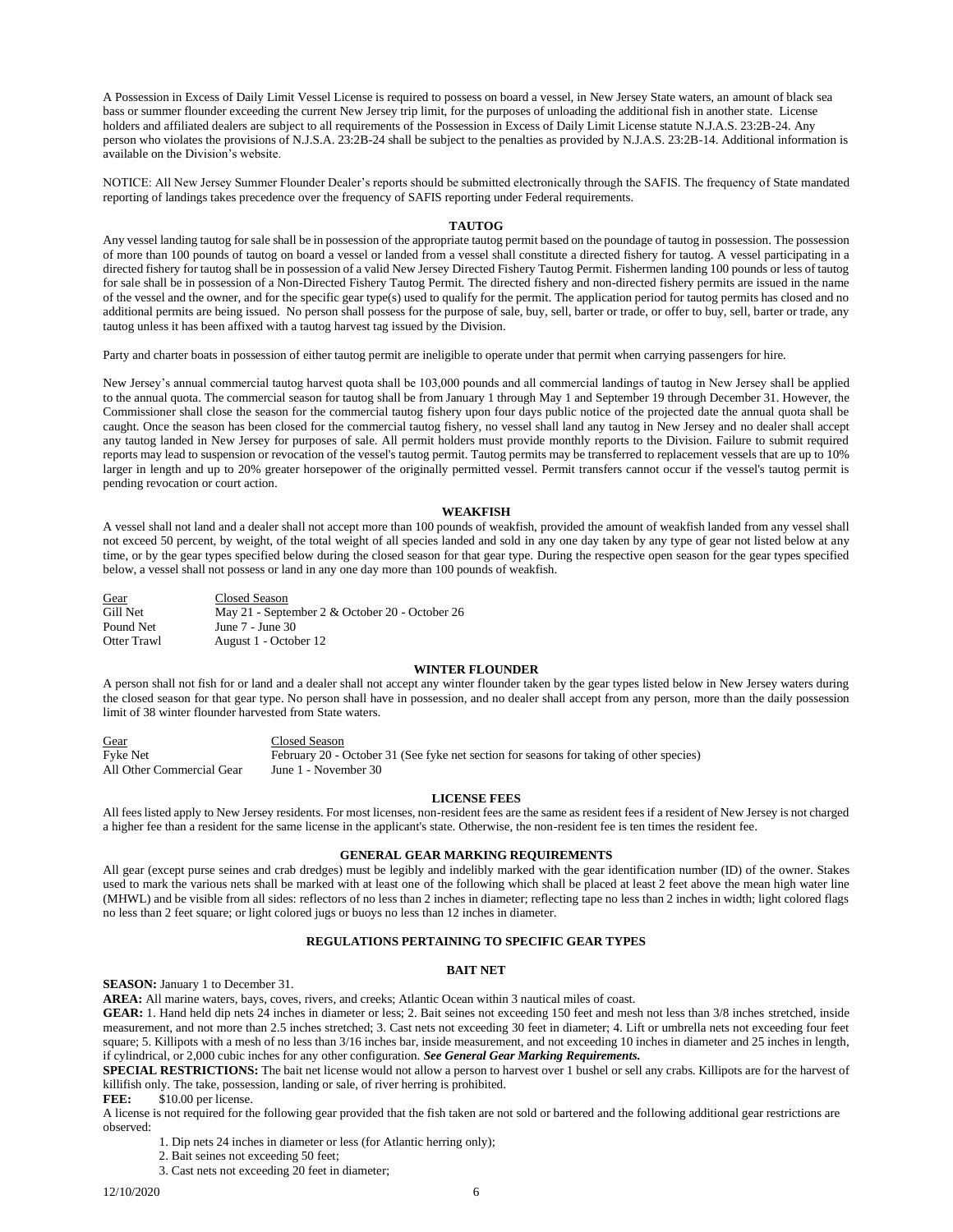A Possession in Excess of Daily Limit Vessel License is required to possess on board a vessel, in New Jersey State waters, an amount of black sea bass or summer flounder exceeding the current New Jersey trip limit, for the purposes of unloading the additional fish in another state. License holders and affiliated dealers are subject to all requirements of the Possession in Excess of Daily Limit License statute N.J.A.S. 23:2B-24. Any person who violates the provisions of N.J.S.A. 23:2B-24 shall be subject to the penalties as provided by N.J.A.S. 23:2B-14. Additional information is available on the Division's website.

NOTICE: All New Jersey Summer Flounder Dealer's reports should be submitted electronically through the SAFIS. The frequency of State mandated reporting of landings takes precedence over the frequency of SAFIS reporting under Federal requirements.

### TAUTOG

Any vessel landing tautog for sale shall be in possession of the appropriate tautog permit based on the poundage of tautog in possession. The possession of more than 100 pounds of tautog on board a vessel or landed from a vessel shall constitute a directed fishery for tautog. A vessel participating in a directed fishery for tautog shall be in possession of a valid New Jersey Directed Fishery Tautog Permit. Fishermen landing 100 pounds or less of tautog for sale shall be in possession of a Non-Directed Fishery Tautog Permit. The directed fishery and non-directed fishery permits are issued in the name of the vessel and the owner, and for the specific gear type(s) used to qualify for the permit. The application period for tautog permits has closed and no additional permits are being issued. No person shall possess for the purpose of sale, buy, sell, barter or trade, or offer to buy, sell, barter or trade, any tautog unless it has been affixed with a tautog harvest tag issued by the Division.

Party and charter boats in possession of either tautog permit are ineligible to operate under that permit when carrying passengers for hire.

New Jersey's annual commercial tautog harvest quota shall be 103,000 pounds and all commercial landings of tautog in New Jersey shall be applied to the annual quota. The commercial season for tautog shall be from January 1 through May 1 and September 19 through December 31. However, the Commissioner shall close the season for the commercial tautog fishery upon four days public notice of the projected date the annual quota shall be caught. Once the season has been closed for the commercial tautog fishery, no vessel shall land any tautog in New Jersey and no dealer shall accept any tautog landed in New Jersey for purposes of sale. All permit holders must provide monthly reports to the Division. Failure to submit required reports may lead to suspension or revocation of the vessel's tautog permit. Tautog permits may be transferred to replacement vessels that are up to 10% larger in length and up to 20% greater horsepower of the originally permitted vessel. Permit transfers cannot occur if the vessel's tautog permit is pending revocation or court action.

### WEAKFISH

A vessel shall not land and a dealer shall not accept more than 100 pounds of weakfish, provided the amount of weakfish landed from any vessel shall not exceed 50 percent, by weight, of the total weight of all species landed and sold in any one day taken by any type of gear not listed below at any time, or by the gear types specified below during the closed season for that gear type. During the respective open season for the gear types specified below, a vessel shall not possess or land in any one day more than 100 pounds of weakfish.

| Gear | Closed Season |
|---|---|
| Gill Net | May 21 - September 2 & October 20 - October 26 |
| Pound Net | June 7 - June 30 |
| Otter Trawl | August 1 - October 12 |

### WINTER FLOUNDER

A person shall not fish for or land and a dealer shall not accept any winter flounder taken by the gear types listed below in New Jersey waters during the closed season for that gear type. No person shall have in possession, and no dealer shall accept from any person, more than the daily possession limit of 38 winter flounder harvested from State waters.

| Gear | Closed Season |
|---|---|
| Fyke Net | February 20 - October 31 (See fyke net section for seasons for taking of other species) |
| All Other Commercial Gear | June 1 - November 30 |

### LICENSE FEES

All fees listed apply to New Jersey residents. For most licenses, non-resident fees are the same as resident fees if a resident of New Jersey is not charged a higher fee than a resident for the same license in the applicant's state. Otherwise, the non-resident fee is ten times the resident fee.

### GENERAL GEAR MARKING REQUIREMENTS

All gear (except purse seines and crab dredges) must be legibly and indelibly marked with the gear identification number (ID) of the owner. Stakes used to mark the various nets shall be marked with at least one of the following which shall be placed at least 2 feet above the mean high water line (MHWL) and be visible from all sides: reflectors of no less than 2 inches in diameter; reflecting tape no less than 2 inches in width; light colored flags no less than 2 feet square; or light colored jugs or buoys no less than 12 inches in diameter.

## REGULATIONS PERTAINING TO SPECIFIC GEAR TYPES

### BAIT NET

**SEASON:** January 1 to December 31.

**AREA:** All marine waters, bays, coves, rivers, and creeks; Atlantic Ocean within 3 nautical miles of coast.

**GEAR:** 1. Hand held dip nets 24 inches in diameter or less; 2. Bait seines not exceeding 150 feet and mesh not less than 3/8 inches stretched, inside measurement, and not more than 2.5 inches stretched; 3. Cast nets not exceeding 30 feet in diameter; 4. Lift or umbrella nets not exceeding four feet square; 5. Killipots with a mesh of no less than 3/16 inches bar, inside measurement, and not exceeding 10 inches in diameter and 25 inches in length, if cylindrical, or 2,000 cubic inches for any other configuration. ***See General Gear Marking Requirements.***

**SPECIAL RESTRICTIONS:** The bait net license would not allow a person to harvest over 1 bushel or sell any crabs. Killipots are for the harvest of killifish only. The take, possession, landing or sale, of river herring is prohibited.

**FEE:** $10.00 per license.

A license is not required for the following gear provided that the fish taken are not sold or bartered and the following additional gear restrictions are observed:

1. Dip nets 24 inches in diameter or less (for Atlantic herring only);
2. Bait seines not exceeding 50 feet;
3. Cast nets not exceeding 20 feet in diameter;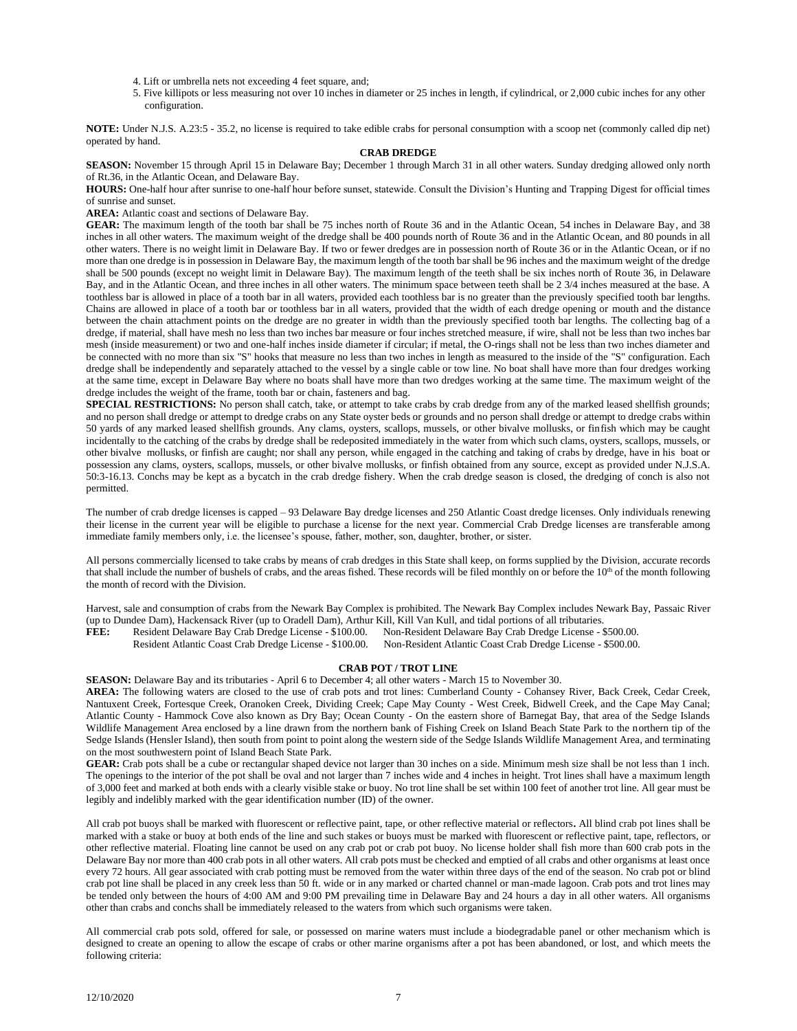4. Lift or umbrella nets not exceeding 4 feet square, and;
5. Five killipots or less measuring not over 10 inches in diameter or 25 inches in length, if cylindrical, or 2,000 cubic inches for any other configuration.

**NOTE:** Under N.J.S. A.23:5 - 35.2, no license is required to take edible crabs for personal consumption with a scoop net (commonly called dip net) operated by hand.

## CRAB DREDGE

**SEASON:** November 15 through April 15 in Delaware Bay; December 1 through March 31 in all other waters. Sunday dredging allowed only north of Rt.36, in the Atlantic Ocean, and Delaware Bay.

**HOURS:** One-half hour after sunrise to one-half hour before sunset, statewide. Consult the Division's Hunting and Trapping Digest for official times of sunrise and sunset.

**AREA:** Atlantic coast and sections of Delaware Bay.

**GEAR:** The maximum length of the tooth bar shall be 75 inches north of Route 36 and in the Atlantic Ocean, 54 inches in Delaware Bay, and 38 inches in all other waters. The maximum weight of the dredge shall be 400 pounds north of Route 36 and in the Atlantic Ocean, and 80 pounds in all other waters. There is no weight limit in Delaware Bay. If two or fewer dredges are in possession north of Route 36 or in the Atlantic Ocean, or if no more than one dredge is in possession in Delaware Bay, the maximum length of the tooth bar shall be 96 inches and the maximum weight of the dredge shall be 500 pounds (except no weight limit in Delaware Bay). The maximum length of the teeth shall be six inches north of Route 36, in Delaware Bay, and in the Atlantic Ocean, and three inches in all other waters. The minimum space between teeth shall be 2 3/4 inches measured at the base. A toothless bar is allowed in place of a tooth bar in all waters, provided each toothless bar is no greater than the previously specified tooth bar lengths. Chains are allowed in place of a tooth bar or toothless bar in all waters, provided that the width of each dredge opening or mouth and the distance between the chain attachment points on the dredge are no greater in width than the previously specified tooth bar lengths. The collecting bag of a dredge, if material, shall have mesh no less than two inches bar measure or four inches stretched measure, if wire, shall not be less than two inches bar mesh (inside measurement) or two and one-half inches inside diameter if circular; if metal, the O-rings shall not be less than two inches diameter and be connected with no more than six "S" hooks that measure no less than two inches in length as measured to the inside of the "S" configuration. Each dredge shall be independently and separately attached to the vessel by a single cable or tow line. No boat shall have more than four dredges working at the same time, except in Delaware Bay where no boats shall have more than two dredges working at the same time. The maximum weight of the dredge includes the weight of the frame, tooth bar or chain, fasteners and bag.

**SPECIAL RESTRICTIONS:** No person shall catch, take, or attempt to take crabs by crab dredge from any of the marked leased shellfish grounds; and no person shall dredge or attempt to dredge crabs on any State oyster beds or grounds and no person shall dredge or attempt to dredge crabs within 50 yards of any marked leased shellfish grounds. Any clams, oysters, scallops, mussels, or other bivalve mollusks, or finfish which may be caught incidentally to the catching of the crabs by dredge shall be redeposited immediately in the water from which such clams, oysters, scallops, mussels, or other bivalve mollusks, or finfish are caught; nor shall any person, while engaged in the catching and taking of crabs by dredge, have in his boat or possession any clams, oysters, scallops, mussels, or other bivalve mollusks, or finfish obtained from any source, except as provided under N.J.S.A. 50:3-16.13. Conchs may be kept as a bycatch in the crab dredge fishery. When the crab dredge season is closed, the dredging of conch is also not permitted.

The number of crab dredge licenses is capped – 93 Delaware Bay dredge licenses and 250 Atlantic Coast dredge licenses. Only individuals renewing their license in the current year will be eligible to purchase a license for the next year. Commercial Crab Dredge licenses are transferable among immediate family members only, i.e. the licensee's spouse, father, mother, son, daughter, brother, or sister.

All persons commercially licensed to take crabs by means of crab dredges in this State shall keep, on forms supplied by the Division, accurate records that shall include the number of bushels of crabs, and the areas fished. These records will be filed monthly on or before the 10th of the month following the month of record with the Division.

Harvest, sale and consumption of crabs from the Newark Bay Complex is prohibited. The Newark Bay Complex includes Newark Bay, Passaic River (up to Dundee Dam), Hackensack River (up to Oradell Dam), Arthur Kill, Kill Van Kull, and tidal portions of all tributaries.

**FEE:** Resident Delaware Bay Crab Dredge License - $100.00. Non-Resident Delaware Bay Crab Dredge License - $500.00.
Resident Atlantic Coast Crab Dredge License - $100.00. Non-Resident Atlantic Coast Crab Dredge License - $500.00.

## CRAB POT / TROT LINE

**SEASON:** Delaware Bay and its tributaries - April 6 to December 4; all other waters - March 15 to November 30.

**AREA:** The following waters are closed to the use of crab pots and trot lines: Cumberland County - Cohansey River, Back Creek, Cedar Creek, Nantuxent Creek, Fortesque Creek, Oranoken Creek, Dividing Creek; Cape May County - West Creek, Bidwell Creek, and the Cape May Canal; Atlantic County - Hammock Cove also known as Dry Bay; Ocean County - On the eastern shore of Barnegat Bay, that area of the Sedge Islands Wildlife Management Area enclosed by a line drawn from the northern bank of Fishing Creek on Island Beach State Park to the northern tip of the Sedge Islands (Hensler Island), then south from point to point along the western side of the Sedge Islands Wildlife Management Area, and terminating on the most southwestern point of Island Beach State Park.

**GEAR:** Crab pots shall be a cube or rectangular shaped device not larger than 30 inches on a side. Minimum mesh size shall be not less than 1 inch. The openings to the interior of the pot shall be oval and not larger than 7 inches wide and 4 inches in height. Trot lines shall have a maximum length of 3,000 feet and marked at both ends with a clearly visible stake or buoy. No trot line shall be set within 100 feet of another trot line. All gear must be legibly and indelibly marked with the gear identification number (ID) of the owner.

All crab pot buoys shall be marked with fluorescent or reflective paint, tape, or other reflective material or reflectors**.** All blind crab pot lines shall be marked with a stake or buoy at both ends of the line and such stakes or buoys must be marked with fluorescent or reflective paint, tape, reflectors, or other reflective material. Floating line cannot be used on any crab pot or crab pot buoy. No license holder shall fish more than 600 crab pots in the Delaware Bay nor more than 400 crab pots in all other waters. All crab pots must be checked and emptied of all crabs and other organisms at least once every 72 hours. All gear associated with crab potting must be removed from the water within three days of the end of the season. No crab pot or blind crab pot line shall be placed in any creek less than 50 ft. wide or in any marked or charted channel or man-made lagoon. Crab pots and trot lines may be tended only between the hours of 4:00 AM and 9:00 PM prevailing time in Delaware Bay and 24 hours a day in all other waters. All organisms other than crabs and conchs shall be immediately released to the waters from which such organisms were taken.

All commercial crab pots sold, offered for sale, or possessed on marine waters must include a biodegradable panel or other mechanism which is designed to create an opening to allow the escape of crabs or other marine organisms after a pot has been abandoned, or lost, and which meets the following criteria: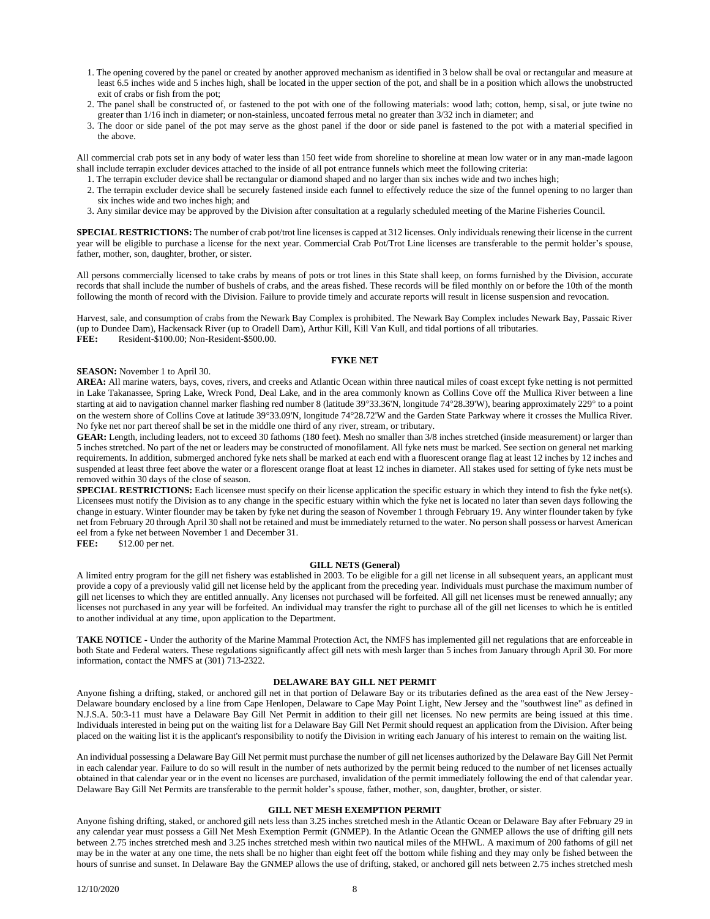1. The opening covered by the panel or created by another approved mechanism as identified in 3 below shall be oval or rectangular and measure at least 6.5 inches wide and 5 inches high, shall be located in the upper section of the pot, and shall be in a position which allows the unobstructed exit of crabs or fish from the pot;
2. The panel shall be constructed of, or fastened to the pot with one of the following materials: wood lath; cotton, hemp, sisal, or jute twine no greater than 1/16 inch in diameter; or non-stainless, uncoated ferrous metal no greater than 3/32 inch in diameter; and
3. The door or side panel of the pot may serve as the ghost panel if the door or side panel is fastened to the pot with a material specified in the above.

All commercial crab pots set in any body of water less than 150 feet wide from shoreline to shoreline at mean low water or in any man-made lagoon shall include terrapin excluder devices attached to the inside of all pot entrance funnels which meet the following criteria:

1. The terrapin excluder device shall be rectangular or diamond shaped and no larger than six inches wide and two inches high;
2. The terrapin excluder device shall be securely fastened inside each funnel to effectively reduce the size of the funnel opening to no larger than six inches wide and two inches high; and
3. Any similar device may be approved by the Division after consultation at a regularly scheduled meeting of the Marine Fisheries Council.

**SPECIAL RESTRICTIONS:** The number of crab pot/trot line licenses is capped at 312 licenses. Only individuals renewing their license in the current year will be eligible to purchase a license for the next year. Commercial Crab Pot/Trot Line licenses are transferable to the permit holder's spouse, father, mother, son, daughter, brother, or sister.

All persons commercially licensed to take crabs by means of pots or trot lines in this State shall keep, on forms furnished by the Division, accurate records that shall include the number of bushels of crabs, and the areas fished. These records will be filed monthly on or before the 10th of the month following the month of record with the Division. Failure to provide timely and accurate reports will result in license suspension and revocation.

Harvest, sale, and consumption of crabs from the Newark Bay Complex is prohibited. The Newark Bay Complex includes Newark Bay, Passaic River (up to Dundee Dam), Hackensack River (up to Oradell Dam), Arthur Kill, Kill Van Kull, and tidal portions of all tributaries.
**FEE:** Resident-$100.00; Non-Resident-$500.00.

### FYKE NET

**SEASON:** November 1 to April 30.
**AREA:** All marine waters, bays, coves, rivers, and creeks and Atlantic Ocean within three nautical miles of coast except fyke netting is not permitted in Lake Takanassee, Spring Lake, Wreck Pond, Deal Lake, and in the area commonly known as Collins Cove off the Mullica River between a line starting at aid to navigation channel marker flashing red number 8 (latitude 39°33.36'N, longitude 74°28.39'W), bearing approximately 229° to a point on the western shore of Collins Cove at latitude 39°33.09'N, longitude 74°28.72'W and the Garden State Parkway where it crosses the Mullica River. No fyke net nor part thereof shall be set in the middle one third of any river, stream, or tributary.
**GEAR:** Length, including leaders, not to exceed 30 fathoms (180 feet). Mesh no smaller than 3/8 inches stretched (inside measurement) or larger than 5 inches stretched. No part of the net or leaders may be constructed of monofilament. All fyke nets must be marked. See section on general net marking requirements. In addition, submerged anchored fyke nets shall be marked at each end with a fluorescent orange flag at least 12 inches by 12 inches and suspended at least three feet above the water or a florescent orange float at least 12 inches in diameter. All stakes used for setting of fyke nets must be removed within 30 days of the close of season.
**SPECIAL RESTRICTIONS:** Each licensee must specify on their license application the specific estuary in which they intend to fish the fyke net(s). Licensees must notify the Division as to any change in the specific estuary within which the fyke net is located no later than seven days following the change in estuary. Winter flounder may be taken by fyke net during the season of November 1 through February 19. Any winter flounder taken by fyke net from February 20 through April 30 shall not be retained and must be immediately returned to the water. No person shall possess or harvest American eel from a fyke net between November 1 and December 31.
**FEE:** $12.00 per net.

### GILL NETS (General)

A limited entry program for the gill net fishery was established in 2003. To be eligible for a gill net license in all subsequent years, an applicant must provide a copy of a previously valid gill net license held by the applicant from the preceding year. Individuals must purchase the maximum number of gill net licenses to which they are entitled annually. Any licenses not purchased will be forfeited. All gill net licenses must be renewed annually; any licenses not purchased in any year will be forfeited. An individual may transfer the right to purchase all of the gill net licenses to which he is entitled to another individual at any time, upon application to the Department.

**TAKE NOTICE** - Under the authority of the Marine Mammal Protection Act, the NMFS has implemented gill net regulations that are enforceable in both State and Federal waters. These regulations significantly affect gill nets with mesh larger than 5 inches from January through April 30. For more information, contact the NMFS at (301) 713-2322.

### DELAWARE BAY GILL NET PERMIT

Anyone fishing a drifting, staked, or anchored gill net in that portion of Delaware Bay or its tributaries defined as the area east of the New Jersey-Delaware boundary enclosed by a line from Cape Henlopen, Delaware to Cape May Point Light, New Jersey and the "southwest line" as defined in N.J.S.A. 50:3-11 must have a Delaware Bay Gill Net Permit in addition to their gill net licenses. No new permits are being issued at this time. Individuals interested in being put on the waiting list for a Delaware Bay Gill Net Permit should request an application from the Division. After being placed on the waiting list it is the applicant's responsibility to notify the Division in writing each January of his interest to remain on the waiting list.

An individual possessing a Delaware Bay Gill Net permit must purchase the number of gill net licenses authorized by the Delaware Bay Gill Net Permit in each calendar year. Failure to do so will result in the number of nets authorized by the permit being reduced to the number of net licenses actually obtained in that calendar year or in the event no licenses are purchased, invalidation of the permit immediately following the end of that calendar year. Delaware Bay Gill Net Permits are transferable to the permit holder's spouse, father, mother, son, daughter, brother, or sister.

### GILL NET MESH EXEMPTION PERMIT

Anyone fishing drifting, staked, or anchored gill nets less than 3.25 inches stretched mesh in the Atlantic Ocean or Delaware Bay after February 29 in any calendar year must possess a Gill Net Mesh Exemption Permit (GNMEP). In the Atlantic Ocean the GNMEP allows the use of drifting gill nets between 2.75 inches stretched mesh and 3.25 inches stretched mesh within two nautical miles of the MHWL. A maximum of 200 fathoms of gill net may be in the water at any one time, the nets shall be no higher than eight feet off the bottom while fishing and they may only be fished between the hours of sunrise and sunset. In Delaware Bay the GNMEP allows the use of drifting, staked, or anchored gill nets between 2.75 inches stretched mesh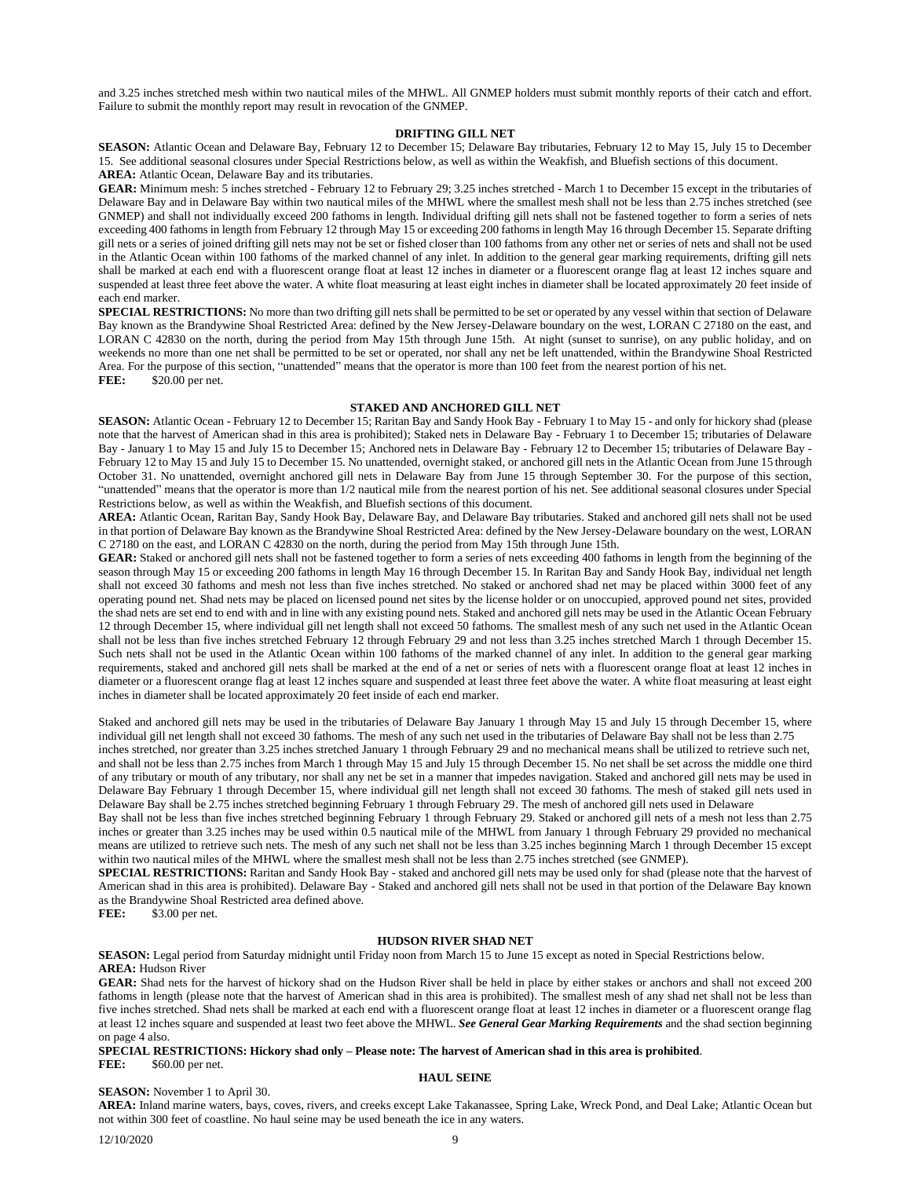and 3.25 inches stretched mesh within two nautical miles of the MHWL. All GNMEP holders must submit monthly reports of their catch and effort. Failure to submit the monthly report may result in revocation of the GNMEP.

### DRIFTING GILL NET

**SEASON:** Atlantic Ocean and Delaware Bay, February 12 to December 15; Delaware Bay tributaries, February 12 to May 15, July 15 to December 15. See additional seasonal closures under Special Restrictions below, as well as within the Weakfish, and Bluefish sections of this document.

**AREA:** Atlantic Ocean, Delaware Bay and its tributaries.

**GEAR:** Minimum mesh: 5 inches stretched - February 12 to February 29; 3.25 inches stretched - March 1 to December 15 except in the tributaries of Delaware Bay and in Delaware Bay within two nautical miles of the MHWL where the smallest mesh shall not be less than 2.75 inches stretched (see GNMEP) and shall not individually exceed 200 fathoms in length. Individual drifting gill nets shall not be fastened together to form a series of nets exceeding 400 fathoms in length from February 12 through May 15 or exceeding 200 fathoms in length May 16 through December 15. Separate drifting gill nets or a series of joined drifting gill nets may not be set or fished closer than 100 fathoms from any other net or series of nets and shall not be used in the Atlantic Ocean within 100 fathoms of the marked channel of any inlet. In addition to the general gear marking requirements, drifting gill nets shall be marked at each end with a fluorescent orange float at least 12 inches in diameter or a fluorescent orange flag at least 12 inches square and suspended at least three feet above the water. A white float measuring at least eight inches in diameter shall be located approximately 20 feet inside of each end marker.

**SPECIAL RESTRICTIONS:** No more than two drifting gill nets shall be permitted to be set or operated by any vessel within that section of Delaware Bay known as the Brandywine Shoal Restricted Area: defined by the New Jersey-Delaware boundary on the west, LORAN C 27180 on the east, and LORAN C 42830 on the north, during the period from May 15th through June 15th. At night (sunset to sunrise), on any public holiday, and on weekends no more than one net shall be permitted to be set or operated, nor shall any net be left unattended, within the Brandywine Shoal Restricted Area. For the purpose of this section, "unattended" means that the operator is more than 100 feet from the nearest portion of his net.

**FEE:** $20.00 per net.

### STAKED AND ANCHORED GILL NET

**SEASON:** Atlantic Ocean - February 12 to December 15; Raritan Bay and Sandy Hook Bay - February 1 to May 15 - and only for hickory shad (please note that the harvest of American shad in this area is prohibited); Staked nets in Delaware Bay - February 1 to December 15; tributaries of Delaware Bay - January 1 to May 15 and July 15 to December 15; Anchored nets in Delaware Bay - February 12 to December 15; tributaries of Delaware Bay - February 12 to May 15 and July 15 to December 15. No unattended, overnight staked, or anchored gill nets in the Atlantic Ocean from June 15 through October 31. No unattended, overnight anchored gill nets in Delaware Bay from June 15 through September 30. For the purpose of this section, "unattended" means that the operator is more than 1/2 nautical mile from the nearest portion of his net. See additional seasonal closures under Special Restrictions below, as well as within the Weakfish, and Bluefish sections of this document.

**AREA:** Atlantic Ocean, Raritan Bay, Sandy Hook Bay, Delaware Bay, and Delaware Bay tributaries. Staked and anchored gill nets shall not be used in that portion of Delaware Bay known as the Brandywine Shoal Restricted Area: defined by the New Jersey-Delaware boundary on the west, LORAN C 27180 on the east, and LORAN C 42830 on the north, during the period from May 15th through June 15th.

**GEAR:** Staked or anchored gill nets shall not be fastened together to form a series of nets exceeding 400 fathoms in length from the beginning of the season through May 15 or exceeding 200 fathoms in length May 16 through December 15. In Raritan Bay and Sandy Hook Bay, individual net length shall not exceed 30 fathoms and mesh not less than five inches stretched. No staked or anchored shad net may be placed within 3000 feet of any operating pound net. Shad nets may be placed on licensed pound net sites by the license holder or on unoccupied, approved pound net sites, provided the shad nets are set end to end with and in line with any existing pound nets. Staked and anchored gill nets may be used in the Atlantic Ocean February 12 through December 15, where individual gill net length shall not exceed 50 fathoms. The smallest mesh of any such net used in the Atlantic Ocean shall not be less than five inches stretched February 12 through February 29 and not less than 3.25 inches stretched March 1 through December 15. Such nets shall not be used in the Atlantic Ocean within 100 fathoms of the marked channel of any inlet. In addition to the general gear marking requirements, staked and anchored gill nets shall be marked at the end of a net or series of nets with a fluorescent orange float at least 12 inches in diameter or a fluorescent orange flag at least 12 inches square and suspended at least three feet above the water. A white float measuring at least eight inches in diameter shall be located approximately 20 feet inside of each end marker.

Staked and anchored gill nets may be used in the tributaries of Delaware Bay January 1 through May 15 and July 15 through December 15, where individual gill net length shall not exceed 30 fathoms. The mesh of any such net used in the tributaries of Delaware Bay shall not be less than 2.75 inches stretched, nor greater than 3.25 inches stretched January 1 through February 29 and no mechanical means shall be utilized to retrieve such net, and shall not be less than 2.75 inches from March 1 through May 15 and July 15 through December 15. No net shall be set across the middle one third of any tributary or mouth of any tributary, nor shall any net be set in a manner that impedes navigation. Staked and anchored gill nets may be used in Delaware Bay February 1 through December 15, where individual gill net length shall not exceed 30 fathoms. The mesh of staked gill nets used in Delaware Bay shall be 2.75 inches stretched beginning February 1 through February 29. The mesh of anchored gill nets used in Delaware Bay shall not be less than five inches stretched beginning February 1 through February 29. Staked or anchored gill nets of a mesh not less than 2.75 inches or greater than 3.25 inches may be used within 0.5 nautical mile of the MHWL from January 1 through February 29 provided no mechanical means are utilized to retrieve such nets. The mesh of any such net shall not be less than 3.25 inches beginning March 1 through December 15 except within two nautical miles of the MHWL where the smallest mesh shall not be less than 2.75 inches stretched (see GNMEP).

**SPECIAL RESTRICTIONS:** Raritan and Sandy Hook Bay - staked and anchored gill nets may be used only for shad (please note that the harvest of American shad in this area is prohibited). Delaware Bay - Staked and anchored gill nets shall not be used in that portion of the Delaware Bay known as the Brandywine Shoal Restricted area defined above.

**FEE:** $3.00 per net.

### HUDSON RIVER SHAD NET

**SEASON:** Legal period from Saturday midnight until Friday noon from March 15 to June 15 except as noted in Special Restrictions below.

**AREA:** Hudson River

**GEAR:** Shad nets for the harvest of hickory shad on the Hudson River shall be held in place by either stakes or anchors and shall not exceed 200 fathoms in length (please note that the harvest of American shad in this area is prohibited). The smallest mesh of any shad net shall not be less than five inches stretched. Shad nets shall be marked at each end with a fluorescent orange float at least 12 inches in diameter or a fluorescent orange flag at least 12 inches square and suspended at least two feet above the MHWL. ***See General Gear Marking Requirements*** and the shad section beginning on page 4 also.

**SPECIAL RESTRICTIONS: Hickory shad only – Please note: The harvest of American shad in this area is prohibited**.

**FEE:** $60.00 per net.

### HAUL SEINE

**SEASON:** November 1 to April 30.

**AREA:** Inland marine waters, bays, coves, rivers, and creeks except Lake Takanassee, Spring Lake, Wreck Pond, and Deal Lake; Atlantic Ocean but not within 300 feet of coastline. No haul seine may be used beneath the ice in any waters.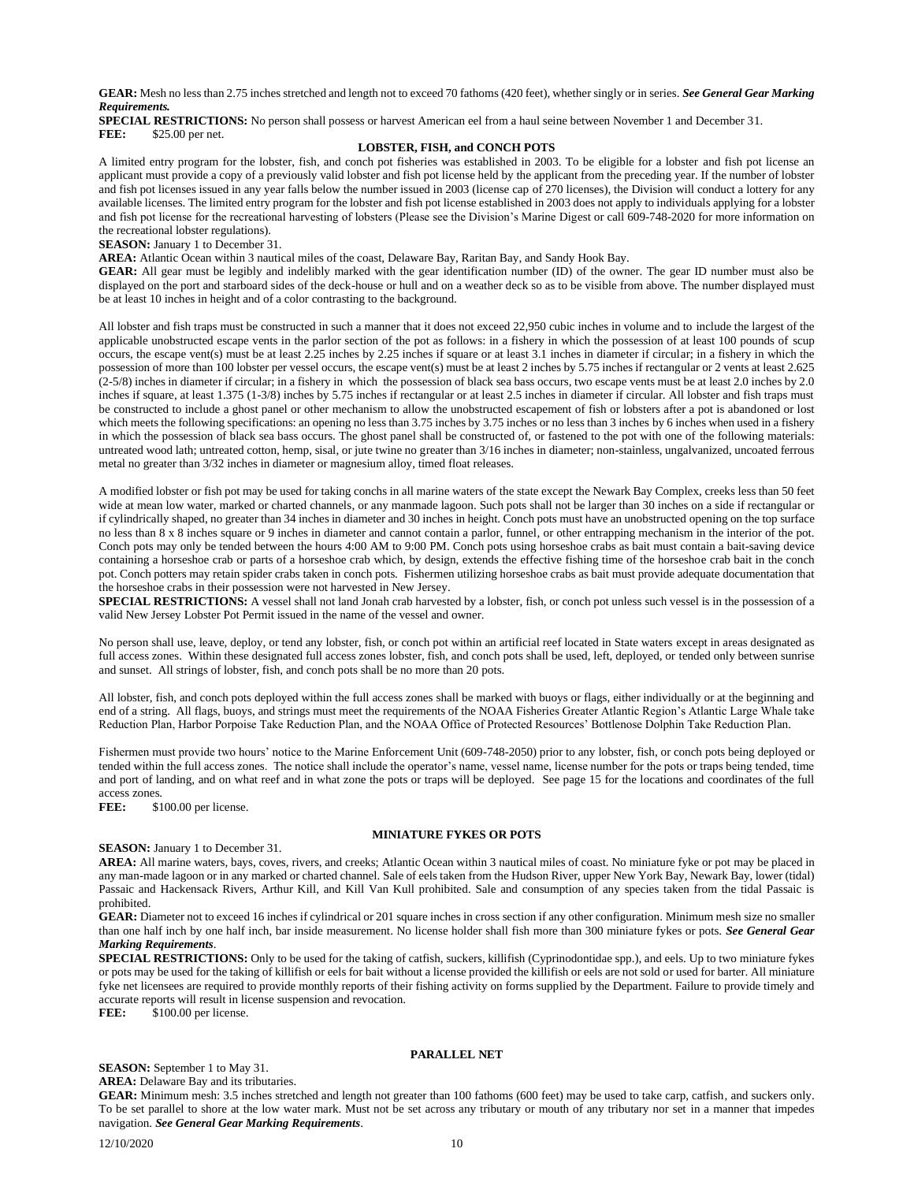**GEAR:** Mesh no less than 2.75 inches stretched and length not to exceed 70 fathoms (420 feet), whether singly or in series. ***See General Gear Marking Requirements.***

**SPECIAL RESTRICTIONS:** No person shall possess or harvest American eel from a haul seine between November 1 and December 31.

**FEE:** $25.00 per net.

### LOBSTER, FISH, and CONCH POTS

A limited entry program for the lobster, fish, and conch pot fisheries was established in 2003. To be eligible for a lobster and fish pot license an applicant must provide a copy of a previously valid lobster and fish pot license held by the applicant from the preceding year. If the number of lobster and fish pot licenses issued in any year falls below the number issued in 2003 (license cap of 270 licenses), the Division will conduct a lottery for any available licenses. The limited entry program for the lobster and fish pot license established in 2003 does not apply to individuals applying for a lobster and fish pot license for the recreational harvesting of lobsters (Please see the Division's Marine Digest or call 609-748-2020 for more information on the recreational lobster regulations).

**SEASON:** January 1 to December 31.

**AREA:** Atlantic Ocean within 3 nautical miles of the coast, Delaware Bay, Raritan Bay, and Sandy Hook Bay.

**GEAR:** All gear must be legibly and indelibly marked with the gear identification number (ID) of the owner. The gear ID number must also be displayed on the port and starboard sides of the deck-house or hull and on a weather deck so as to be visible from above. The number displayed must be at least 10 inches in height and of a color contrasting to the background.

All lobster and fish traps must be constructed in such a manner that it does not exceed 22,950 cubic inches in volume and to include the largest of the applicable unobstructed escape vents in the parlor section of the pot as follows: in a fishery in which the possession of at least 100 pounds of scup occurs, the escape vent(s) must be at least 2.25 inches by 2.25 inches if square or at least 3.1 inches in diameter if circular; in a fishery in which the possession of more than 100 lobster per vessel occurs, the escape vent(s) must be at least 2 inches by 5.75 inches if rectangular or 2 vents at least 2.625 (2-5/8) inches in diameter if circular; in a fishery in which the possession of black sea bass occurs, two escape vents must be at least 2.0 inches by 2.0 inches if square, at least 1.375 (1-3/8) inches by 5.75 inches if rectangular or at least 2.5 inches in diameter if circular. All lobster and fish traps must be constructed to include a ghost panel or other mechanism to allow the unobstructed escapement of fish or lobsters after a pot is abandoned or lost which meets the following specifications: an opening no less than 3.75 inches by 3.75 inches or no less than 3 inches by 6 inches when used in a fishery in which the possession of black sea bass occurs. The ghost panel shall be constructed of, or fastened to the pot with one of the following materials: untreated wood lath; untreated cotton, hemp, sisal, or jute twine no greater than 3/16 inches in diameter; non-stainless, ungalvanized, uncoated ferrous metal no greater than 3/32 inches in diameter or magnesium alloy, timed float releases.

A modified lobster or fish pot may be used for taking conchs in all marine waters of the state except the Newark Bay Complex, creeks less than 50 feet wide at mean low water, marked or charted channels, or any manmade lagoon. Such pots shall not be larger than 30 inches on a side if rectangular or if cylindrically shaped, no greater than 34 inches in diameter and 30 inches in height. Conch pots must have an unobstructed opening on the top surface no less than 8 x 8 inches square or 9 inches in diameter and cannot contain a parlor, funnel, or other entrapping mechanism in the interior of the pot. Conch pots may only be tended between the hours 4:00 AM to 9:00 PM. Conch pots using horseshoe crabs as bait must contain a bait-saving device containing a horseshoe crab or parts of a horseshoe crab which, by design, extends the effective fishing time of the horseshoe crab bait in the conch pot. Conch potters may retain spider crabs taken in conch pots. Fishermen utilizing horseshoe crabs as bait must provide adequate documentation that the horseshoe crabs in their possession were not harvested in New Jersey.

**SPECIAL RESTRICTIONS:** A vessel shall not land Jonah crab harvested by a lobster, fish, or conch pot unless such vessel is in the possession of a valid New Jersey Lobster Pot Permit issued in the name of the vessel and owner.

No person shall use, leave, deploy, or tend any lobster, fish, or conch pot within an artificial reef located in State waters except in areas designated as full access zones. Within these designated full access zones lobster, fish, and conch pots shall be used, left, deployed, or tended only between sunrise and sunset. All strings of lobster, fish, and conch pots shall be no more than 20 pots.

All lobster, fish, and conch pots deployed within the full access zones shall be marked with buoys or flags, either individually or at the beginning and end of a string. All flags, buoys, and strings must meet the requirements of the NOAA Fisheries Greater Atlantic Region's Atlantic Large Whale take Reduction Plan, Harbor Porpoise Take Reduction Plan, and the NOAA Office of Protected Resources' Bottlenose Dolphin Take Reduction Plan.

Fishermen must provide two hours' notice to the Marine Enforcement Unit (609-748-2050) prior to any lobster, fish, or conch pots being deployed or tended within the full access zones. The notice shall include the operator's name, vessel name, license number for the pots or traps being tended, time and port of landing, and on what reef and in what zone the pots or traps will be deployed. See page 15 for the locations and coordinates of the full access zones.

**FEE:** $100.00 per license.

### MINIATURE FYKES OR POTS

**SEASON:** January 1 to December 31.

**AREA:** All marine waters, bays, coves, rivers, and creeks; Atlantic Ocean within 3 nautical miles of coast. No miniature fyke or pot may be placed in any man-made lagoon or in any marked or charted channel. Sale of eels taken from the Hudson River, upper New York Bay, Newark Bay, lower (tidal) Passaic and Hackensack Rivers, Arthur Kill, and Kill Van Kull prohibited. Sale and consumption of any species taken from the tidal Passaic is prohibited.

**GEAR:** Diameter not to exceed 16 inches if cylindrical or 201 square inches in cross section if any other configuration. Minimum mesh size no smaller than one half inch by one half inch, bar inside measurement. No license holder shall fish more than 300 miniature fykes or pots. ***See General Gear Marking Requirements***.

**SPECIAL RESTRICTIONS:** Only to be used for the taking of catfish, suckers, killifish (Cyprinodontidae spp.), and eels. Up to two miniature fykes or pots may be used for the taking of killifish or eels for bait without a license provided the killifish or eels are not sold or used for barter. All miniature fyke net licensees are required to provide monthly reports of their fishing activity on forms supplied by the Department. Failure to provide timely and accurate reports will result in license suspension and revocation.

**FEE:** $100.00 per license.

### PARALLEL NET

**SEASON:** September 1 to May 31.

**AREA:** Delaware Bay and its tributaries.

**GEAR:** Minimum mesh: 3.5 inches stretched and length not greater than 100 fathoms (600 feet) may be used to take carp, catfish, and suckers only. To be set parallel to shore at the low water mark. Must not be set across any tributary or mouth of any tributary nor set in a manner that impedes navigation. ***See General Gear Marking Requirements***.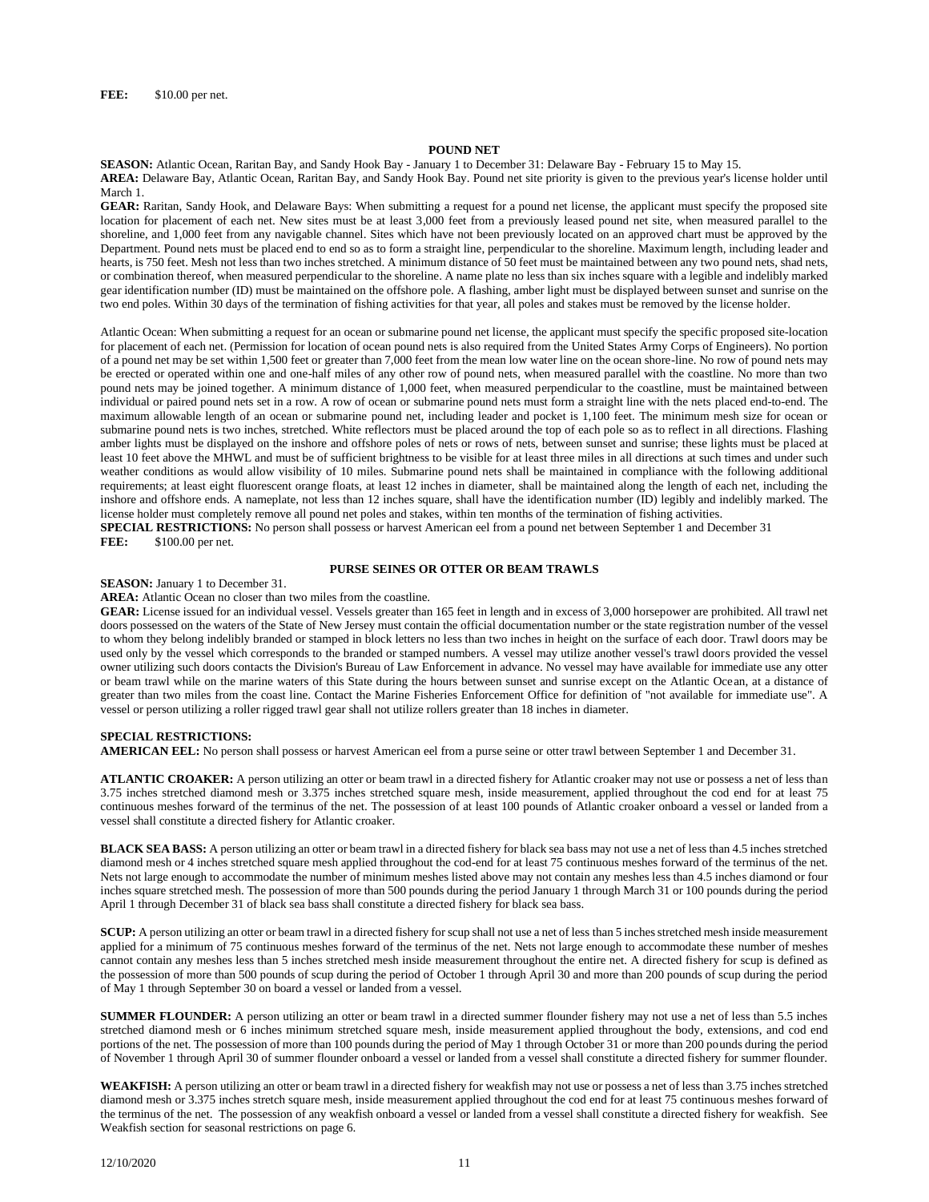**FEE:** $10.00 per net.

## POUND NET

**SEASON:** Atlantic Ocean, Raritan Bay, and Sandy Hook Bay - January 1 to December 31: Delaware Bay - February 15 to May 15.

**AREA:** Delaware Bay, Atlantic Ocean, Raritan Bay, and Sandy Hook Bay. Pound net site priority is given to the previous year's license holder until March 1.

**GEAR:** Raritan, Sandy Hook, and Delaware Bays: When submitting a request for a pound net license, the applicant must specify the proposed site location for placement of each net. New sites must be at least 3,000 feet from a previously leased pound net site, when measured parallel to the shoreline, and 1,000 feet from any navigable channel. Sites which have not been previously located on an approved chart must be approved by the Department. Pound nets must be placed end to end so as to form a straight line, perpendicular to the shoreline. Maximum length, including leader and hearts, is 750 feet. Mesh not less than two inches stretched. A minimum distance of 50 feet must be maintained between any two pound nets, shad nets, or combination thereof, when measured perpendicular to the shoreline. A name plate no less than six inches square with a legible and indelibly marked gear identification number (ID) must be maintained on the offshore pole. A flashing, amber light must be displayed between sunset and sunrise on the two end poles. Within 30 days of the termination of fishing activities for that year, all poles and stakes must be removed by the license holder.

Atlantic Ocean: When submitting a request for an ocean or submarine pound net license, the applicant must specify the specific proposed site-location for placement of each net. (Permission for location of ocean pound nets is also required from the United States Army Corps of Engineers). No portion of a pound net may be set within 1,500 feet or greater than 7,000 feet from the mean low water line on the ocean shore-line. No row of pound nets may be erected or operated within one and one-half miles of any other row of pound nets, when measured parallel with the coastline. No more than two pound nets may be joined together. A minimum distance of 1,000 feet, when measured perpendicular to the coastline, must be maintained between individual or paired pound nets set in a row. A row of ocean or submarine pound nets must form a straight line with the nets placed end-to-end. The maximum allowable length of an ocean or submarine pound net, including leader and pocket is 1,100 feet. The minimum mesh size for ocean or submarine pound nets is two inches, stretched. White reflectors must be placed around the top of each pole so as to reflect in all directions. Flashing amber lights must be displayed on the inshore and offshore poles of nets or rows of nets, between sunset and sunrise; these lights must be placed at least 10 feet above the MHWL and must be of sufficient brightness to be visible for at least three miles in all directions at such times and under such weather conditions as would allow visibility of 10 miles. Submarine pound nets shall be maintained in compliance with the following additional requirements; at least eight fluorescent orange floats, at least 12 inches in diameter, shall be maintained along the length of each net, including the inshore and offshore ends. A nameplate, not less than 12 inches square, shall have the identification number (ID) legibly and indelibly marked. The license holder must completely remove all pound net poles and stakes, within ten months of the termination of fishing activities.

**SPECIAL RESTRICTIONS:** No person shall possess or harvest American eel from a pound net between September 1 and December 31

**FEE:** $100.00 per net.

## PURSE SEINES OR OTTER OR BEAM TRAWLS

**SEASON:** January 1 to December 31.

**AREA:** Atlantic Ocean no closer than two miles from the coastline.

**GEAR:** License issued for an individual vessel. Vessels greater than 165 feet in length and in excess of 3,000 horsepower are prohibited. All trawl net doors possessed on the waters of the State of New Jersey must contain the official documentation number or the state registration number of the vessel to whom they belong indelibly branded or stamped in block letters no less than two inches in height on the surface of each door. Trawl doors may be used only by the vessel which corresponds to the branded or stamped numbers. A vessel may utilize another vessel's trawl doors provided the vessel owner utilizing such doors contacts the Division's Bureau of Law Enforcement in advance. No vessel may have available for immediate use any otter or beam trawl while on the marine waters of this State during the hours between sunset and sunrise except on the Atlantic Ocean, at a distance of greater than two miles from the coast line. Contact the Marine Fisheries Enforcement Office for definition of "not available for immediate use". A vessel or person utilizing a roller rigged trawl gear shall not utilize rollers greater than 18 inches in diameter.

**SPECIAL RESTRICTIONS:**

**AMERICAN EEL:** No person shall possess or harvest American eel from a purse seine or otter trawl between September 1 and December 31.

**ATLANTIC CROAKER:** A person utilizing an otter or beam trawl in a directed fishery for Atlantic croaker may not use or possess a net of less than 3.75 inches stretched diamond mesh or 3.375 inches stretched square mesh, inside measurement, applied throughout the cod end for at least 75 continuous meshes forward of the terminus of the net. The possession of at least 100 pounds of Atlantic croaker onboard a vessel or landed from a vessel shall constitute a directed fishery for Atlantic croaker.

**BLACK SEA BASS:** A person utilizing an otter or beam trawl in a directed fishery for black sea bass may not use a net of less than 4.5 inches stretched diamond mesh or 4 inches stretched square mesh applied throughout the cod-end for at least 75 continuous meshes forward of the terminus of the net. Nets not large enough to accommodate the number of minimum meshes listed above may not contain any meshes less than 4.5 inches diamond or four inches square stretched mesh. The possession of more than 500 pounds during the period January 1 through March 31 or 100 pounds during the period April 1 through December 31 of black sea bass shall constitute a directed fishery for black sea bass.

**SCUP:** A person utilizing an otter or beam trawl in a directed fishery for scup shall not use a net of less than 5 inches stretched mesh inside measurement applied for a minimum of 75 continuous meshes forward of the terminus of the net. Nets not large enough to accommodate these number of meshes cannot contain any meshes less than 5 inches stretched mesh inside measurement throughout the entire net. A directed fishery for scup is defined as the possession of more than 500 pounds of scup during the period of October 1 through April 30 and more than 200 pounds of scup during the period of May 1 through September 30 on board a vessel or landed from a vessel.

**SUMMER FLOUNDER:** A person utilizing an otter or beam trawl in a directed summer flounder fishery may not use a net of less than 5.5 inches stretched diamond mesh or 6 inches minimum stretched square mesh, inside measurement applied throughout the body, extensions, and cod end portions of the net. The possession of more than 100 pounds during the period of May 1 through October 31 or more than 200 pounds during the period of November 1 through April 30 of summer flounder onboard a vessel or landed from a vessel shall constitute a directed fishery for summer flounder.

**WEAKFISH:** A person utilizing an otter or beam trawl in a directed fishery for weakfish may not use or possess a net of less than 3.75 inches stretched diamond mesh or 3.375 inches stretch square mesh, inside measurement applied throughout the cod end for at least 75 continuous meshes forward of the terminus of the net. The possession of any weakfish onboard a vessel or landed from a vessel shall constitute a directed fishery for weakfish. See Weakfish section for seasonal restrictions on page 6.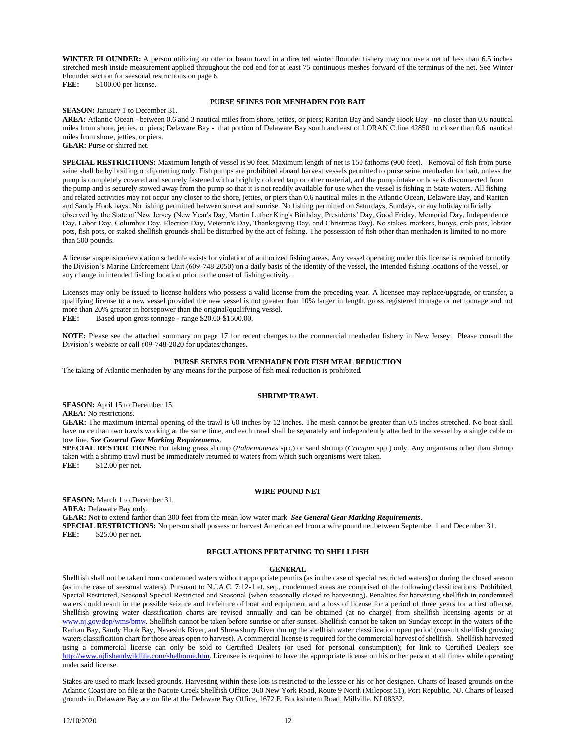**WINTER FLOUNDER:** A person utilizing an otter or beam trawl in a directed winter flounder fishery may not use a net of less than 6.5 inches stretched mesh inside measurement applied throughout the cod end for at least 75 continuous meshes forward of the terminus of the net. See Winter Flounder section for seasonal restrictions on page 6.
**FEE:** $100.00 per license.

### PURSE SEINES FOR MENHADEN FOR BAIT

**SEASON:** January 1 to December 31.
**AREA:** Atlantic Ocean - between 0.6 and 3 nautical miles from shore, jetties, or piers; Raritan Bay and Sandy Hook Bay - no closer than 0.6 nautical miles from shore, jetties, or piers; Delaware Bay - that portion of Delaware Bay south and east of LORAN C line 42850 no closer than 0.6 nautical miles from shore, jetties, or piers.
**GEAR:** Purse or shirred net.

**SPECIAL RESTRICTIONS:** Maximum length of vessel is 90 feet. Maximum length of net is 150 fathoms (900 feet). Removal of fish from purse seine shall be by brailing or dip netting only. Fish pumps are prohibited aboard harvest vessels permitted to purse seine menhaden for bait, unless the pump is completely covered and securely fastened with a brightly colored tarp or other material, and the pump intake or hose is disconnected from the pump and is securely stowed away from the pump so that it is not readily available for use when the vessel is fishing in State waters. All fishing and related activities may not occur any closer to the shore, jetties, or piers than 0.6 nautical miles in the Atlantic Ocean, Delaware Bay, and Raritan and Sandy Hook bays. No fishing permitted between sunset and sunrise. No fishing permitted on Saturdays, Sundays, or any holiday officially observed by the State of New Jersey (New Year's Day, Martin Luther King's Birthday, Presidents' Day, Good Friday, Memorial Day, Independence Day, Labor Day, Columbus Day, Election Day, Veteran's Day, Thanksgiving Day, and Christmas Day). No stakes, markers, buoys, crab pots, lobster pots, fish pots, or staked shellfish grounds shall be disturbed by the act of fishing. The possession of fish other than menhaden is limited to no more than 500 pounds.

A license suspension/revocation schedule exists for violation of authorized fishing areas. Any vessel operating under this license is required to notify the Division's Marine Enforcement Unit (609-748-2050) on a daily basis of the identity of the vessel, the intended fishing locations of the vessel, or any change in intended fishing location prior to the onset of fishing activity.

Licenses may only be issued to license holders who possess a valid license from the preceding year. A licensee may replace/upgrade, or transfer, a qualifying license to a new vessel provided the new vessel is not greater than 10% larger in length, gross registered tonnage or net tonnage and not more than 20% greater in horsepower than the original/qualifying vessel.
**FEE:** Based upon gross tonnage - range $20.00-$1500.00.

**NOTE:** Please see the attached summary on page 17 for recent changes to the commercial menhaden fishery in New Jersey. Please consult the Division's website or call 609-748-2020 for updates/changes**.**

### PURSE SEINES FOR MENHADEN FOR FISH MEAL REDUCTION

The taking of Atlantic menhaden by any means for the purpose of fish meal reduction is prohibited.

### SHRIMP TRAWL

**SEASON:** April 15 to December 15.
**AREA:** No restrictions.
**GEAR:** The maximum internal opening of the trawl is 60 inches by 12 inches. The mesh cannot be greater than 0.5 inches stretched. No boat shall have more than two trawls working at the same time, and each trawl shall be separately and independently attached to the vessel by a single cable or tow line. ***See General Gear Marking Requirements***.
**SPECIAL RESTRICTIONS:** For taking grass shrimp (*Palaemonetes* spp.) or sand shrimp (*Crangon* spp.) only. Any organisms other than shrimp taken with a shrimp trawl must be immediately returned to waters from which such organisms were taken.
**FEE:** $12.00 per net.

### WIRE POUND NET

**SEASON:** March 1 to December 31.
**AREA:** Delaware Bay only.
**GEAR:** Not to extend farther than 300 feet from the mean low water mark. ***See General Gear Marking Requirements***.
**SPECIAL RESTRICTIONS:** No person shall possess or harvest American eel from a wire pound net between September 1 and December 31.
**FEE:** $25.00 per net.

## REGULATIONS PERTAINING TO SHELLFISH

### GENERAL

Shellfish shall not be taken from condemned waters without appropriate permits (as in the case of special restricted waters) or during the closed season (as in the case of seasonal waters). Pursuant to N.J.A.C. 7:12-1 et. seq., condemned areas are comprised of the following classifications: Prohibited, Special Restricted, Seasonal Special Restricted and Seasonal (when seasonally closed to harvesting). Penalties for harvesting shellfish in condemned waters could result in the possible seizure and forfeiture of boat and equipment and a loss of license for a period of three years for a first offense. Shellfish growing water classification charts are revised annually and can be obtained (at no charge) from shellfish licensing agents or at www.nj.gov/dep/wms/bmw. Shellfish cannot be taken before sunrise or after sunset. Shellfish cannot be taken on Sunday except in the waters of the Raritan Bay, Sandy Hook Bay, Navesink River, and Shrewsbury River during the shellfish water classification open period (consult shellfish growing waters classification chart for those areas open to harvest). A commercial license is required for the commercial harvest of shellfish. Shellfish harvested using a commercial license can only be sold to Certified Dealers (or used for personal consumption); for link to Certified Dealers see http://www.njfishandwildlife.com/shelhome.htm. Licensee is required to have the appropriate license on his or her person at all times while operating under said license.

Stakes are used to mark leased grounds. Harvesting within these lots is restricted to the lessee or his or her designee. Charts of leased grounds on the Atlantic Coast are on file at the Nacote Creek Shellfish Office, 360 New York Road, Route 9 North (Milepost 51), Port Republic, NJ. Charts of leased grounds in Delaware Bay are on file at the Delaware Bay Office, 1672 E. Buckshutem Road, Millville, NJ 08332.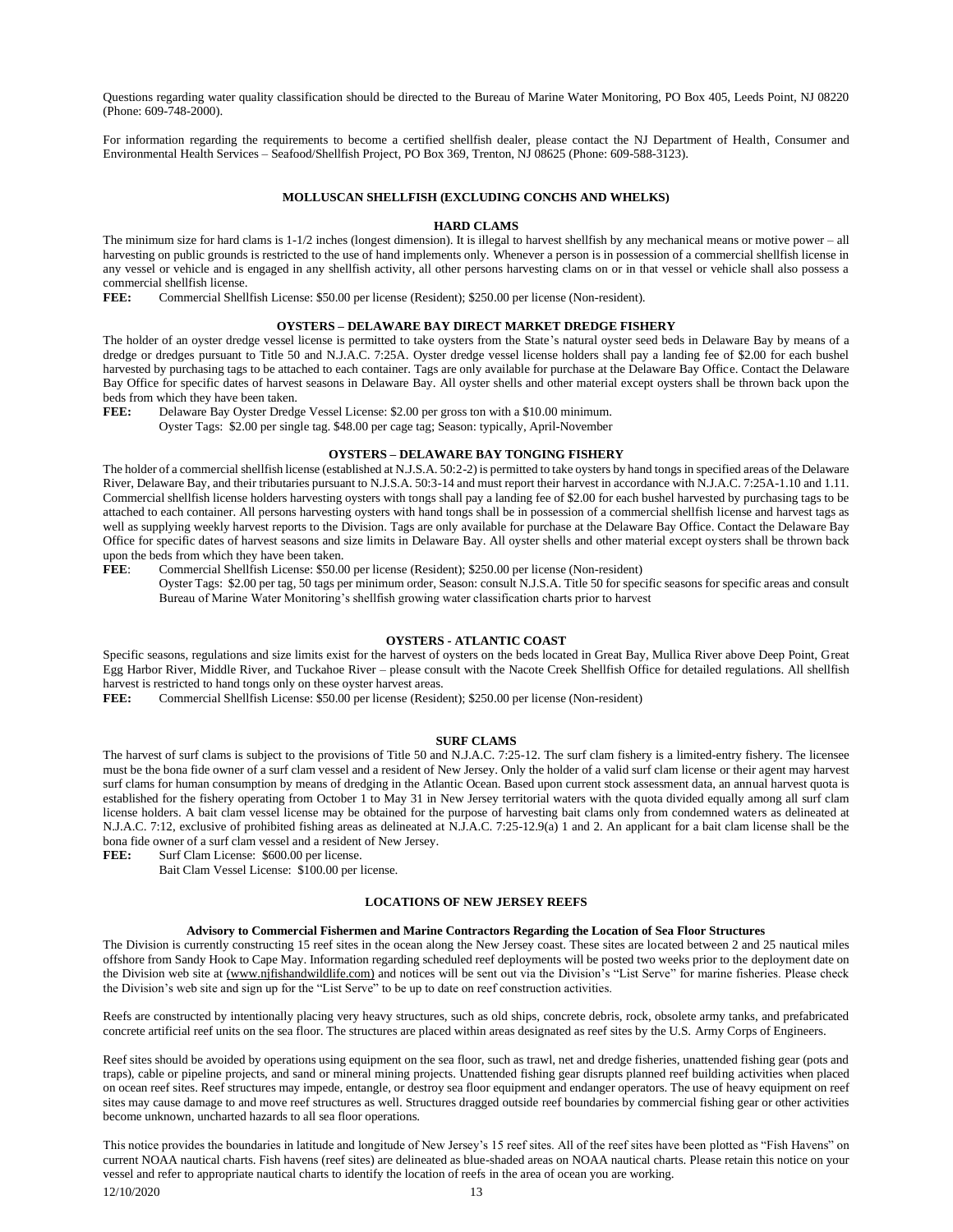Questions regarding water quality classification should be directed to the Bureau of Marine Water Monitoring, PO Box 405, Leeds Point, NJ 08220 (Phone: 609-748-2000).

For information regarding the requirements to become a certified shellfish dealer, please contact the NJ Department of Health, Consumer and Environmental Health Services – Seafood/Shellfish Project, PO Box 369, Trenton, NJ 08625 (Phone: 609-588-3123).

## MOLLUSCAN SHELLFISH (EXCLUDING CONCHS AND WHELKS)

### HARD CLAMS

The minimum size for hard clams is 1-1/2 inches (longest dimension). It is illegal to harvest shellfish by any mechanical means or motive power – all harvesting on public grounds is restricted to the use of hand implements only. Whenever a person is in possession of a commercial shellfish license in any vessel or vehicle and is engaged in any shellfish activity, all other persons harvesting clams on or in that vessel or vehicle shall also possess a commercial shellfish license.

**FEE:** Commercial Shellfish License: $50.00 per license (Resident); $250.00 per license (Non-resident).

### OYSTERS – DELAWARE BAY DIRECT MARKET DREDGE FISHERY

The holder of an oyster dredge vessel license is permitted to take oysters from the State's natural oyster seed beds in Delaware Bay by means of a dredge or dredges pursuant to Title 50 and N.J.A.C. 7:25A. Oyster dredge vessel license holders shall pay a landing fee of $2.00 for each bushel harvested by purchasing tags to be attached to each container. Tags are only available for purchase at the Delaware Bay Office. Contact the Delaware Bay Office for specific dates of harvest seasons in Delaware Bay. All oyster shells and other material except oysters shall be thrown back upon the beds from which they have been taken.

**FEE:** Delaware Bay Oyster Dredge Vessel License: $2.00 per gross ton with a $10.00 minimum.
Oyster Tags: $2.00 per single tag. $48.00 per cage tag; Season: typically, April-November

### OYSTERS – DELAWARE BAY TONGING FISHERY

The holder of a commercial shellfish license (established at N.J.S.A. 50:2-2) is permitted to take oysters by hand tongs in specified areas of the Delaware River, Delaware Bay, and their tributaries pursuant to N.J.S.A. 50:3-14 and must report their harvest in accordance with N.J.A.C. 7:25A-1.10 and 1.11. Commercial shellfish license holders harvesting oysters with tongs shall pay a landing fee of $2.00 for each bushel harvested by purchasing tags to be attached to each container. All persons harvesting oysters with hand tongs shall be in possession of a commercial shellfish license and harvest tags as well as supplying weekly harvest reports to the Division. Tags are only available for purchase at the Delaware Bay Office. Contact the Delaware Bay Office for specific dates of harvest seasons and size limits in Delaware Bay. All oyster shells and other material except oysters shall be thrown back upon the beds from which they have been taken.

**FEE**: Commercial Shellfish License: $50.00 per license (Resident); $250.00 per license (Non-resident)
Oyster Tags: $2.00 per tag, 50 tags per minimum order, Season: consult N.J.S.A. Title 50 for specific seasons for specific areas and consult Bureau of Marine Water Monitoring's shellfish growing water classification charts prior to harvest

### OYSTERS - ATLANTIC COAST

Specific seasons, regulations and size limits exist for the harvest of oysters on the beds located in Great Bay, Mullica River above Deep Point, Great Egg Harbor River, Middle River, and Tuckahoe River – please consult with the Nacote Creek Shellfish Office for detailed regulations. All shellfish harvest is restricted to hand tongs only on these oyster harvest areas.

**FEE:** Commercial Shellfish License: $50.00 per license (Resident); $250.00 per license (Non-resident)

### SURF CLAMS

The harvest of surf clams is subject to the provisions of Title 50 and N.J.A.C. 7:25-12. The surf clam fishery is a limited-entry fishery. The licensee must be the bona fide owner of a surf clam vessel and a resident of New Jersey. Only the holder of a valid surf clam license or their agent may harvest surf clams for human consumption by means of dredging in the Atlantic Ocean. Based upon current stock assessment data, an annual harvest quota is established for the fishery operating from October 1 to May 31 in New Jersey territorial waters with the quota divided equally among all surf clam license holders. A bait clam vessel license may be obtained for the purpose of harvesting bait clams only from condemned waters as delineated at N.J.A.C. 7:12, exclusive of prohibited fishing areas as delineated at N.J.A.C. 7:25-12.9(a) 1 and 2. An applicant for a bait clam license shall be the bona fide owner of a surf clam vessel and a resident of New Jersey.

**FEE:** Surf Clam License: $600.00 per license.
Bait Clam Vessel License: $100.00 per license.

## LOCATIONS OF NEW JERSEY REEFS

### Advisory to Commercial Fishermen and Marine Contractors Regarding the Location of Sea Floor Structures

The Division is currently constructing 15 reef sites in the ocean along the New Jersey coast. These sites are located between 2 and 25 nautical miles offshore from Sandy Hook to Cape May. Information regarding scheduled reef deployments will be posted two weeks prior to the deployment date on the Division web site at (www.njfishandwildlife.com) and notices will be sent out via the Division's "List Serve" for marine fisheries. Please check the Division's web site and sign up for the "List Serve" to be up to date on reef construction activities.

Reefs are constructed by intentionally placing very heavy structures, such as old ships, concrete debris, rock, obsolete army tanks, and prefabricated concrete artificial reef units on the sea floor. The structures are placed within areas designated as reef sites by the U.S. Army Corps of Engineers.

Reef sites should be avoided by operations using equipment on the sea floor, such as trawl, net and dredge fisheries, unattended fishing gear (pots and traps), cable or pipeline projects, and sand or mineral mining projects. Unattended fishing gear disrupts planned reef building activities when placed on ocean reef sites. Reef structures may impede, entangle, or destroy sea floor equipment and endanger operators. The use of heavy equipment on reef sites may cause damage to and move reef structures as well. Structures dragged outside reef boundaries by commercial fishing gear or other activities become unknown, uncharted hazards to all sea floor operations.

This notice provides the boundaries in latitude and longitude of New Jersey's 15 reef sites. All of the reef sites have been plotted as "Fish Havens" on current NOAA nautical charts. Fish havens (reef sites) are delineated as blue-shaded areas on NOAA nautical charts. Please retain this notice on your vessel and refer to appropriate nautical charts to identify the location of reefs in the area of ocean you are working.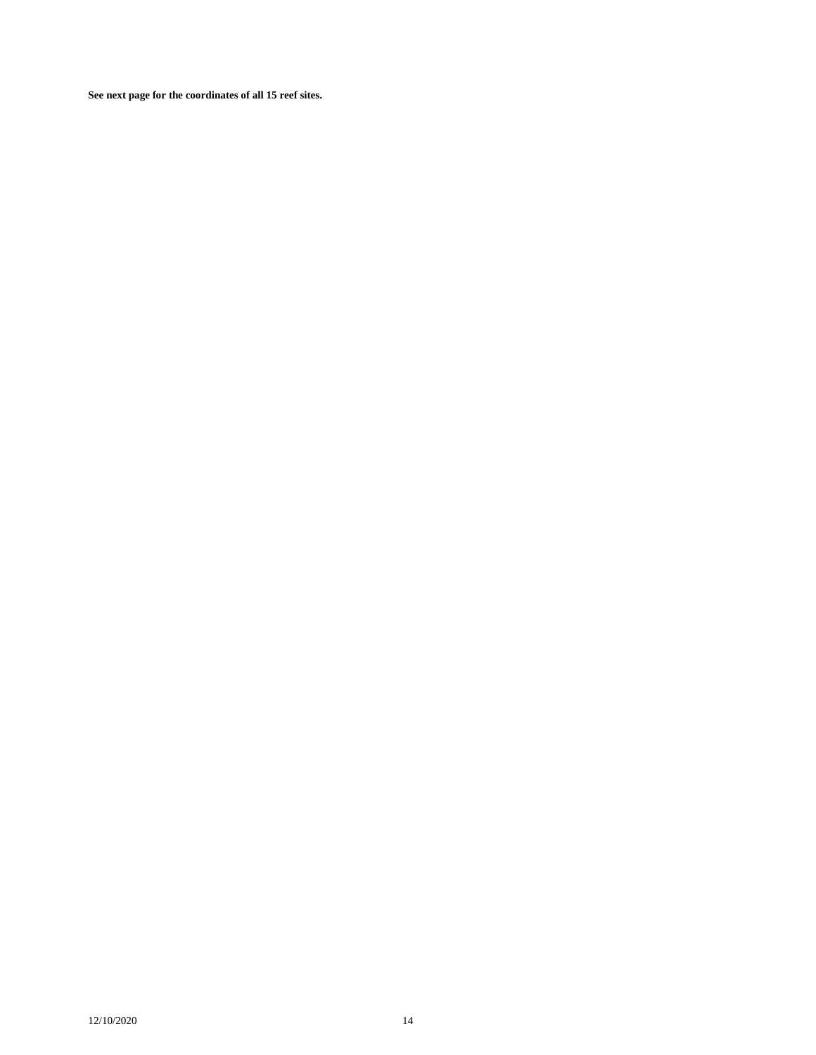**See next page for the coordinates of all 15 reef sites.**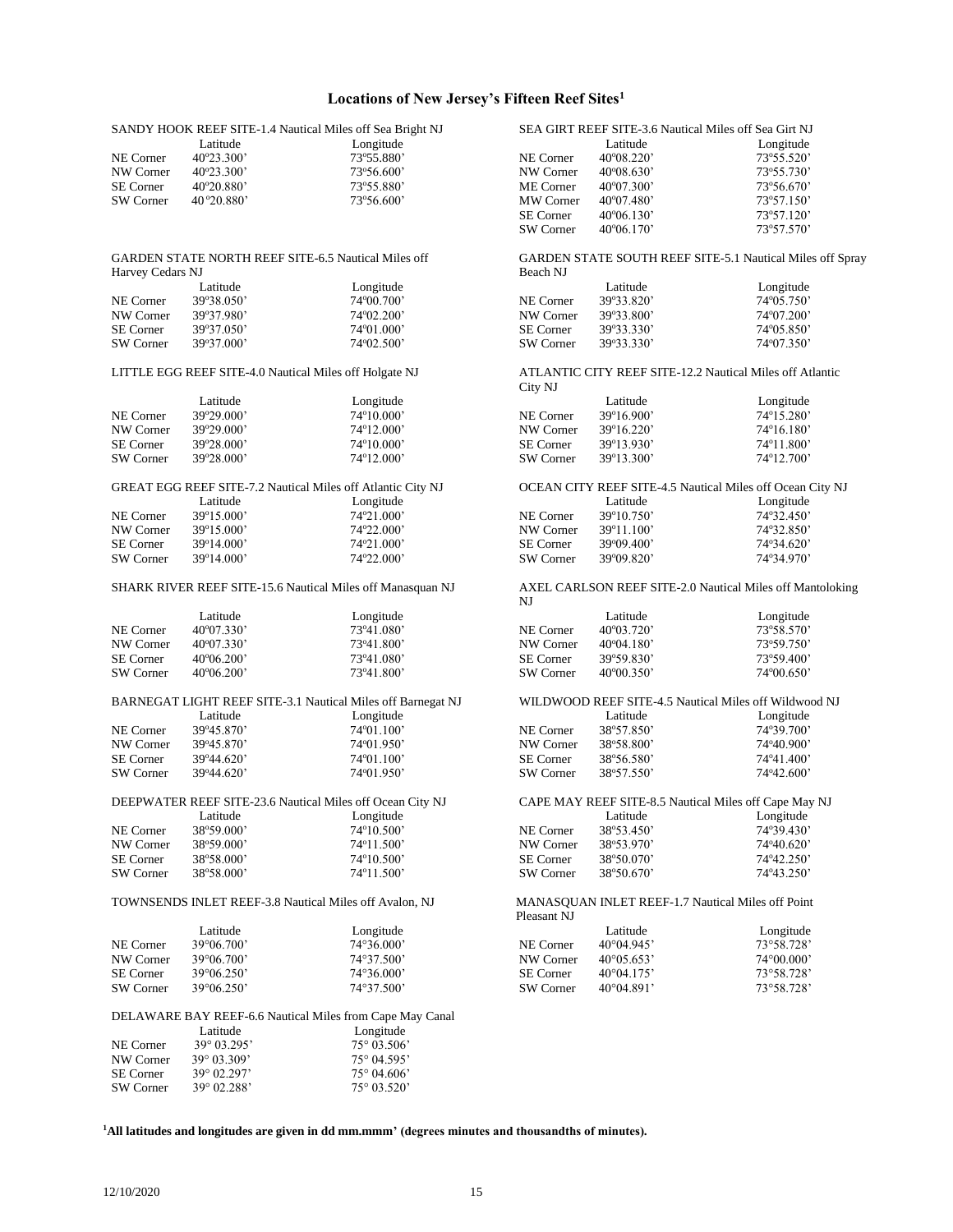# Locations of New Jersey's Fifteen Reef Sites[1]

SANDY HOOK REEF SITE-1.4 Nautical Miles off Sea Bright NJ

| | Latitude | Longitude |
|---|---|---|
| NE Corner | 40º23.300' | 73º55.880' |
| NW Corner | 40º23.300' | 73º56.600' |
| SE Corner | 40º20.880' | 73º55.880' |
| SW Corner | 40 º20.880' | 73º56.600' |

SEA GIRT REEF SITE-3.6 Nautical Miles off Sea Girt NJ

| | Latitude | Longitude |
|---|---|---|
| NE Corner | 40º08.220' | 73º55.520' |
| NW Corner | 40º08.630' | 73º55.730' |
| ME Corner | 40º07.300' | 73º56.670' |
| MW Corner | 40º07.480' | 73º57.150' |
| SE Corner | 40º06.130' | 73º57.120' |
| SW Corner | 40º06.170' | 73º57.570' |

GARDEN STATE NORTH REEF SITE-6.5 Nautical Miles off Harvey Cedars NJ

| | Latitude | Longitude |
|---|---|---|
| NE Corner | 39º38.050' | 74º00.700' |
| NW Corner | 39º37.980' | 74º02.200' |
| SE Corner | 39º37.050' | 74º01.000' |
| SW Corner | 39º37.000' | 74º02.500' |

GARDEN STATE SOUTH REEF SITE-5.1 Nautical Miles off Spray Beach NJ

| | Latitude | Longitude |
|---|---|---|
| NE Corner | 39º33.820' | 74º05.750' |
| NW Corner | 39º33.800' | 74º07.200' |
| SE Corner | 39º33.330' | 74º05.850' |
| SW Corner | 39º33.330' | 74º07.350' |

LITTLE EGG REEF SITE-4.0 Nautical Miles off Holgate NJ

| | Latitude | Longitude |
|---|---|---|
| NE Corner | 39º29.000' | 74º10.000' |
| NW Corner | 39º29.000' | 74º12.000' |
| SE Corner | 39º28.000' | 74º10.000' |
| SW Corner | 39º28.000' | 74º12.000' |

ATLANTIC CITY REEF SITE-12.2 Nautical Miles off Atlantic City NJ

| | Latitude | Longitude |
|---|---|---|
| NE Corner | 39º16.900' | 74º15.280' |
| NW Corner | 39º16.220' | 74º16.180' |
| SE Corner | 39º13.930' | 74º11.800' |
| SW Corner | 39º13.300' | 74º12.700' |

GREAT EGG REEF SITE-7.2 Nautical Miles off Atlantic City NJ

| | Latitude | Longitude |
|---|---|---|
| NE Corner | 39º15.000' | 74º21.000' |
| NW Corner | 39º15.000' | 74º22.000' |
| SE Corner | 39º14.000' | 74º21.000' |
| SW Corner | 39º14.000' | 74º22.000' |

OCEAN CITY REEF SITE-4.5 Nautical Miles off Ocean City NJ

| | Latitude | Longitude |
|---|---|---|
| NE Corner | 39º10.750' | 74º32.450' |
| NW Corner | 39º11.100' | 74º32.850' |
| SE Corner | 39º09.400' | 74º34.620' |
| SW Corner | 39º09.820' | 74º34.970' |

SHARK RIVER REEF SITE-15.6 Nautical Miles off Manasquan NJ

| | Latitude | Longitude |
|---|---|---|
| NE Corner | 40º07.330' | 73º41.080' |
| NW Corner | 40º07.330' | 73º41.800' |
| SE Corner | 40º06.200' | 73º41.080' |
| SW Corner | 40º06.200' | 73º41.800' |

AXEL CARLSON REEF SITE-2.0 Nautical Miles off Mantoloking NJ

| | Latitude | Longitude |
|---|---|---|
| NE Corner | 40º03.720' | 73º58.570' |
| NW Corner | 40º04.180' | 73º59.750' |
| SE Corner | 39º59.830' | 73º59.400' |
| SW Corner | 40º00.350' | 74º00.650' |

BARNEGAT LIGHT REEF SITE-3.1 Nautical Miles off Barnegat NJ

| | Latitude | Longitude |
|---|---|---|
| NE Corner | 39º45.870' | 74º01.100' |
| NW Corner | 39º45.870' | 74º01.950' |
| SE Corner | 39º44.620' | 74º01.100' |
| SW Corner | 39º44.620' | 74º01.950' |

WILDWOOD REEF SITE-4.5 Nautical Miles off Wildwood NJ

| | Latitude | Longitude |
|---|---|---|
| NE Corner | 38º57.850' | 74º39.700' |
| NW Corner | 38º58.800' | 74º40.900' |
| SE Corner | 38º56.580' | 74º41.400' |
| SW Corner | 38º57.550' | 74º42.600' |

DEEPWATER REEF SITE-23.6 Nautical Miles off Ocean City NJ

| | Latitude | Longitude |
|---|---|---|
| NE Corner | 38º59.000' | 74º10.500' |
| NW Corner | 38º59.000' | 74º11.500' |
| SE Corner | 38º58.000' | 74º10.500' |
| SW Corner | 38º58.000' | 74º11.500' |

CAPE MAY REEF SITE-8.5 Nautical Miles off Cape May NJ

| | Latitude | Longitude |
|---|---|---|
| NE Corner | 38º53.450' | 74º39.430' |
| NW Corner | 38º53.970' | 74º40.620' |
| SE Corner | 38º50.070' | 74º42.250' |
| SW Corner | 38º50.670' | 74º43.250' |

TOWNSENDS INLET REEF-3.8 Nautical Miles off Avalon, NJ

| | Latitude | Longitude |
|---|---|---|
| NE Corner | 39°06.700' | 74°36.000' |
| NW Corner | 39°06.700' | 74°37.500' |
| SE Corner | 39°06.250' | 74°36.000' |
| SW Corner | 39°06.250' | 74°37.500' |

MANASQUAN INLET REEF-1.7 Nautical Miles off Point Pleasant NJ

| | Latitude | Longitude |
|---|---|---|
| NE Corner | 40°04.945' | 73°58.728' |
| NW Corner | 40°05.653' | 74°00.000' |
| SE Corner | 40°04.175' | 73°58.728' |
| SW Corner | 40°04.891' | 73°58.728' |

DELAWARE BAY REEF-6.6 Nautical Miles from Cape May Canal

| | Latitude | Longitude |
|---|---|---|
| NE Corner | 39° 03.295' | 75° 03.506' |
| NW Corner | 39° 03.309' | 75° 04.595' |
| SE Corner | 39° 02.297' | 75° 04.606' |
| SW Corner | 39° 02.288' | 75° 03.520' |

**[1]All latitudes and longitudes are given in dd mm.mmm' (degrees minutes and thousandths of minutes).**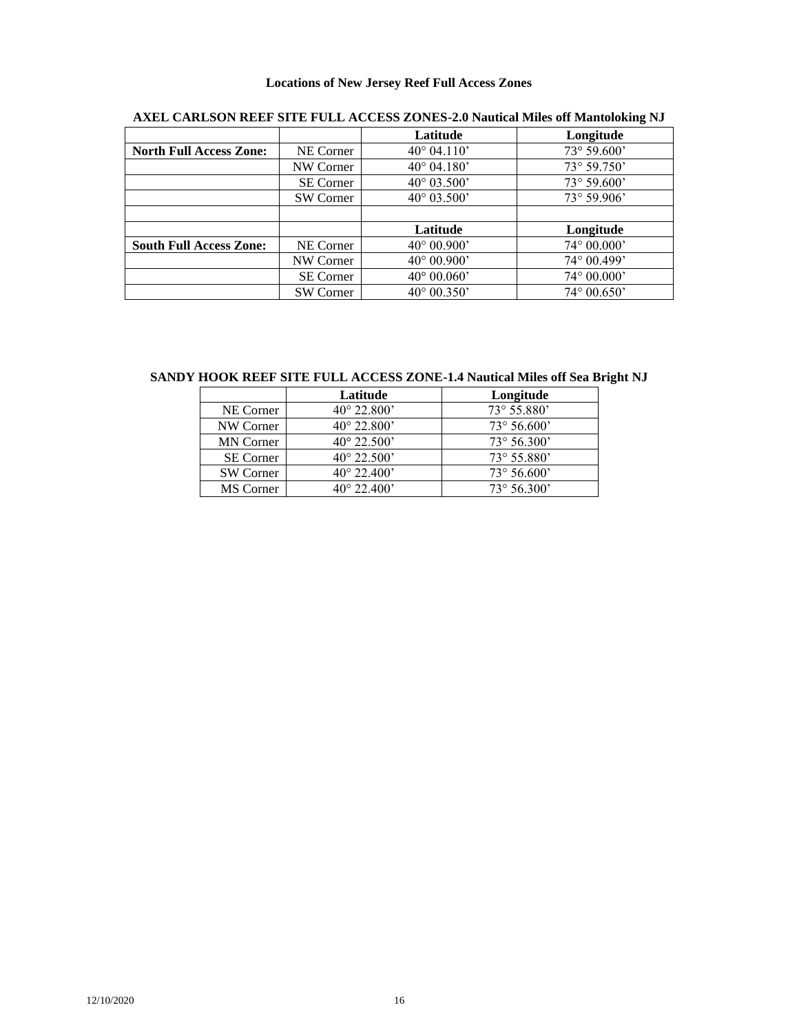# Locations of New Jersey Reef Full Access Zones

**AXEL CARLSON REEF SITE FULL ACCESS ZONES-2.0 Nautical Miles off Mantoloking NJ**

| | | Latitude | Longitude |
|---|---|---|---|
| **North Full Access Zone:** | NE Corner | 40° 04.110’ | 73° 59.600’ |
| | NW Corner | 40° 04.180’ | 73° 59.750’ |
| | SE Corner | 40° 03.500’ | 73° 59.600’ |
| | SW Corner | 40° 03.500’ | 73° 59.906’ |
| | | | |
| | | **Latitude** | **Longitude** |
| **South Full Access Zone:** | NE Corner | 40° 00.900’ | 74° 00.000’ |
| | NW Corner | 40° 00.900’ | 74° 00.499’ |
| | SE Corner | 40° 00.060’ | 74° 00.000’ |
| | SW Corner | 40° 00.350’ | 74° 00.650’ |

**SANDY HOOK REEF SITE FULL ACCESS ZONE-1.4 Nautical Miles off Sea Bright NJ**

| | Latitude | Longitude |
|---|---|---|
| NE Corner | 40° 22.800’ | 73° 55.880’ |
| NW Corner | 40° 22.800’ | 73° 56.600’ |
| MN Corner | 40° 22.500’ | 73° 56.300’ |
| SE Corner | 40° 22.500’ | 73° 55.880’ |
| SW Corner | 40° 22.400’ | 73° 56.600’ |
| MS Corner | 40° 22.400’ | 73° 56.300’ |

12/10/2020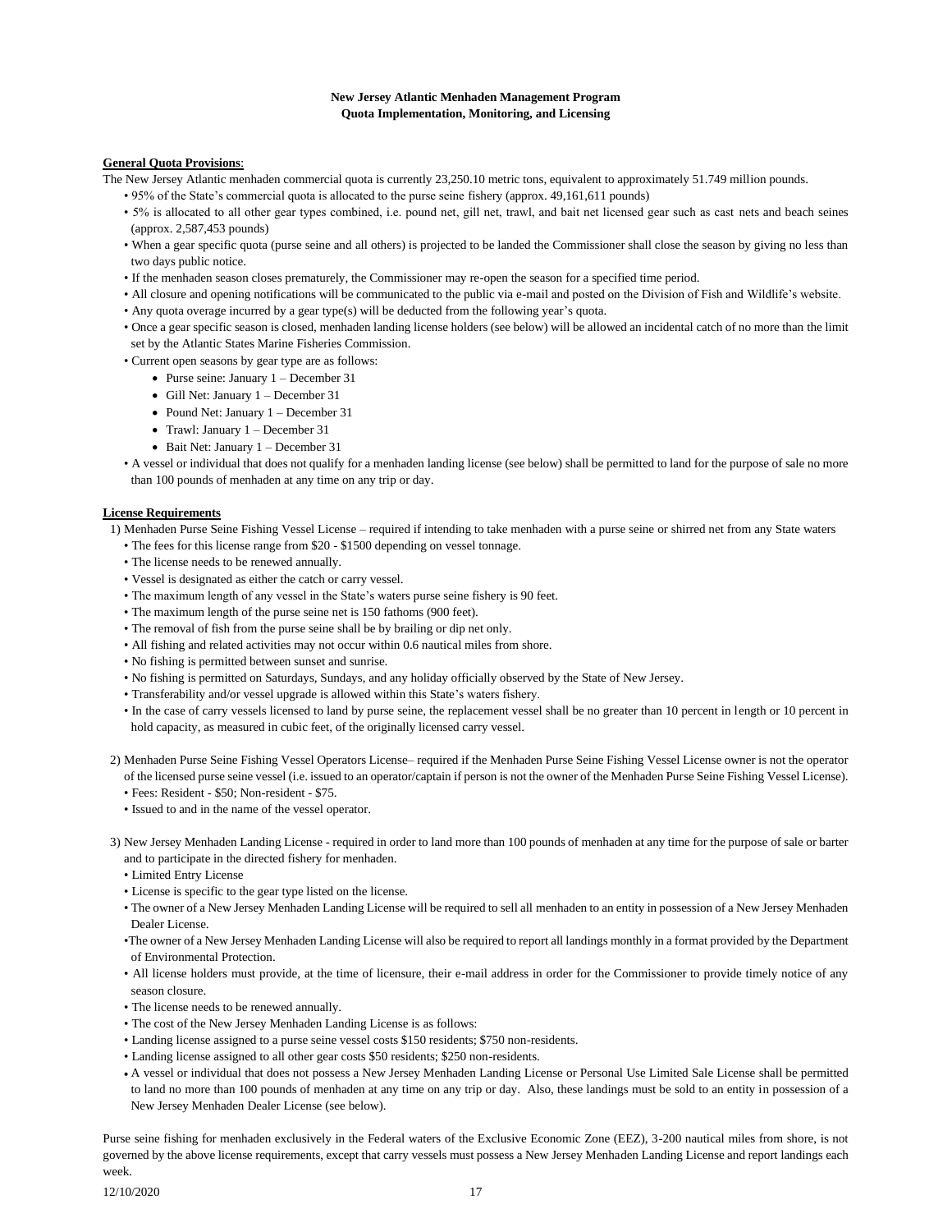**New Jersey Atlantic Menhaden Management Program**
**Quota Implementation, Monitoring, and Licensing**

**General Quota Provisions**:

The New Jersey Atlantic menhaden commercial quota is currently 23,250.10 metric tons, equivalent to approximately 51.749 million pounds.

- 95% of the State's commercial quota is allocated to the purse seine fishery (approx. 49,161,611 pounds)
- 5% is allocated to all other gear types combined, i.e. pound net, gill net, trawl, and bait net licensed gear such as cast nets and beach seines (approx. 2,587,453 pounds)
- When a gear specific quota (purse seine and all others) is projected to be landed the Commissioner shall close the season by giving no less than two days public notice.
- If the menhaden season closes prematurely, the Commissioner may re-open the season for a specified time period.
- All closure and opening notifications will be communicated to the public via e-mail and posted on the Division of Fish and Wildlife's website.
- Any quota overage incurred by a gear type(s) will be deducted from the following year's quota.
- Once a gear specific season is closed, menhaden landing license holders (see below) will be allowed an incidental catch of no more than the limit set by the Atlantic States Marine Fisheries Commission.
- Current open seasons by gear type are as follows:
  - Purse seine: January 1 – December 31
  - Gill Net: January 1 – December 31
  - Pound Net: January 1 – December 31
  - Trawl: January 1 – December 31
  - Bait Net: January 1 – December 31
- A vessel or individual that does not qualify for a menhaden landing license (see below) shall be permitted to land for the purpose of sale no more than 100 pounds of menhaden at any time on any trip or day.

**License Requirements**

1) Menhaden Purse Seine Fishing Vessel License – required if intending to take menhaden with a purse seine or shirred net from any State waters
   - The fees for this license range from $20 - $1500 depending on vessel tonnage.
   - The license needs to be renewed annually.
   - Vessel is designated as either the catch or carry vessel.
   - The maximum length of any vessel in the State's waters purse seine fishery is 90 feet.
   - The maximum length of the purse seine net is 150 fathoms (900 feet).
   - The removal of fish from the purse seine shall be by brailing or dip net only.
   - All fishing and related activities may not occur within 0.6 nautical miles from shore.
   - No fishing is permitted between sunset and sunrise.
   - No fishing is permitted on Saturdays, Sundays, and any holiday officially observed by the State of New Jersey.
   - Transferability and/or vessel upgrade is allowed within this State's waters fishery.
   - In the case of carry vessels licensed to land by purse seine, the replacement vessel shall be no greater than 10 percent in length or 10 percent in hold capacity, as measured in cubic feet, of the originally licensed carry vessel.

2) Menhaden Purse Seine Fishing Vessel Operators License– required if the Menhaden Purse Seine Fishing Vessel License owner is not the operator of the licensed purse seine vessel (i.e. issued to an operator/captain if person is not the owner of the Menhaden Purse Seine Fishing Vessel License).
   - Fees: Resident - $50; Non-resident - $75.
   - Issued to and in the name of the vessel operator.

3) New Jersey Menhaden Landing License - required in order to land more than 100 pounds of menhaden at any time for the purpose of sale or barter and to participate in the directed fishery for menhaden.
   - Limited Entry License
   - License is specific to the gear type listed on the license.
   - The owner of a New Jersey Menhaden Landing License will be required to sell all menhaden to an entity in possession of a New Jersey Menhaden Dealer License.
   - The owner of a New Jersey Menhaden Landing License will also be required to report all landings monthly in a format provided by the Department of Environmental Protection.
   - All license holders must provide, at the time of licensure, their e-mail address in order for the Commissioner to provide timely notice of any season closure.
   - The license needs to be renewed annually.
   - The cost of the New Jersey Menhaden Landing License is as follows:
   - Landing license assigned to a purse seine vessel costs $150 residents; $750 non-residents.
   - Landing license assigned to all other gear costs $50 residents; $250 non-residents.
   - A vessel or individual that does not possess a New Jersey Menhaden Landing License or Personal Use Limited Sale License shall be permitted to land no more than 100 pounds of menhaden at any time on any trip or day. Also, these landings must be sold to an entity in possession of a New Jersey Menhaden Dealer License (see below).

Purse seine fishing for menhaden exclusively in the Federal waters of the Exclusive Economic Zone (EEZ), 3-200 nautical miles from shore, is not governed by the above license requirements, except that carry vessels must possess a New Jersey Menhaden Landing License and report landings each week.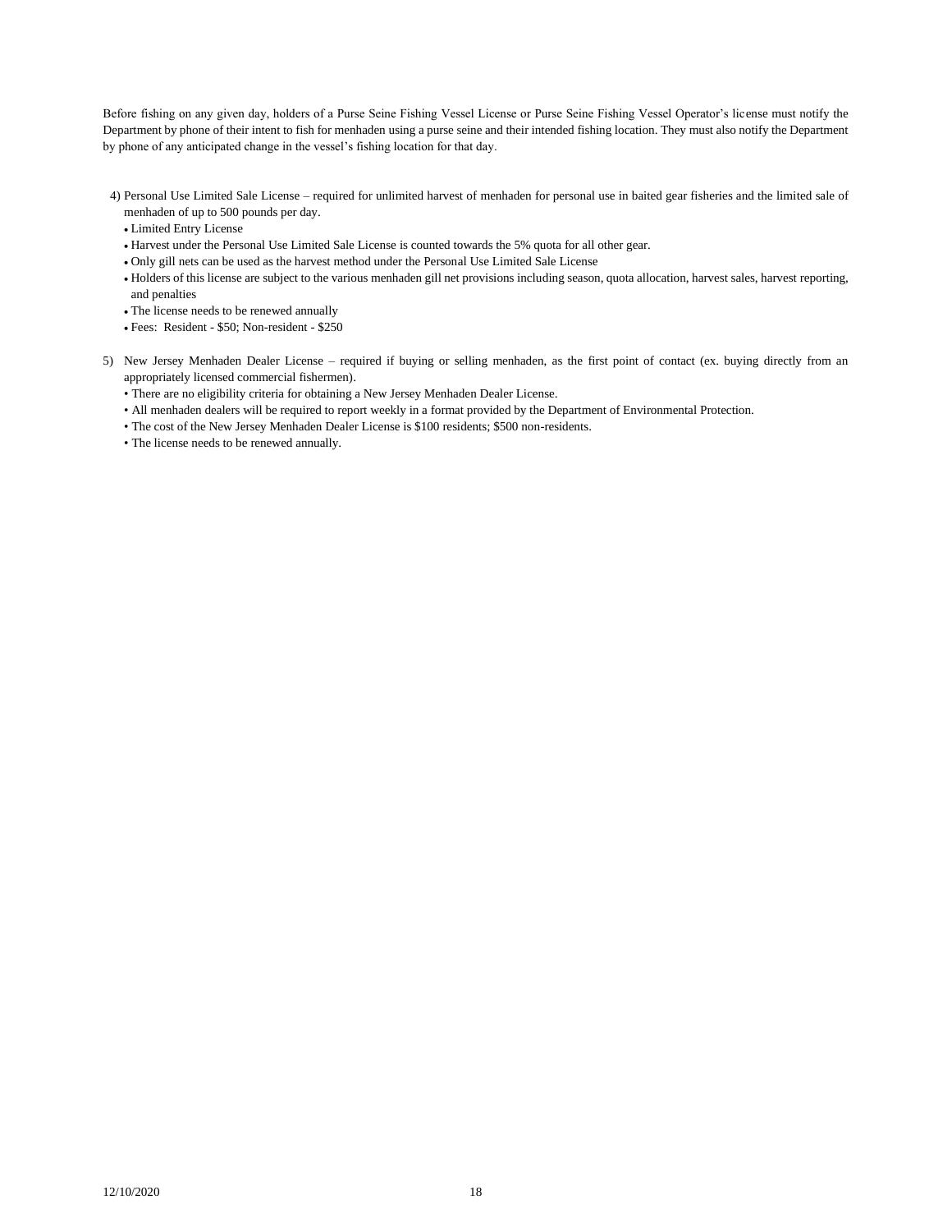Before fishing on any given day, holders of a Purse Seine Fishing Vessel License or Purse Seine Fishing Vessel Operator's license must notify the Department by phone of their intent to fish for menhaden using a purse seine and their intended fishing location. They must also notify the Department by phone of any anticipated change in the vessel's fishing location for that day.

4) Personal Use Limited Sale License – required for unlimited harvest of menhaden for personal use in baited gear fisheries and the limited sale of menhaden of up to 500 pounds per day.
   - Limited Entry License
   - Harvest under the Personal Use Limited Sale License is counted towards the 5% quota for all other gear.
   - Only gill nets can be used as the harvest method under the Personal Use Limited Sale License
   - Holders of this license are subject to the various menhaden gill net provisions including season, quota allocation, harvest sales, harvest reporting, and penalties
   - The license needs to be renewed annually
   - Fees: Resident - $50; Non-resident - $250

5) New Jersey Menhaden Dealer License – required if buying or selling menhaden, as the first point of contact (ex. buying directly from an appropriately licensed commercial fishermen).
   - There are no eligibility criteria for obtaining a New Jersey Menhaden Dealer License.
   - All menhaden dealers will be required to report weekly in a format provided by the Department of Environmental Protection.
   - The cost of the New Jersey Menhaden Dealer License is $100 residents; $500 non-residents.
   - The license needs to be renewed annually.